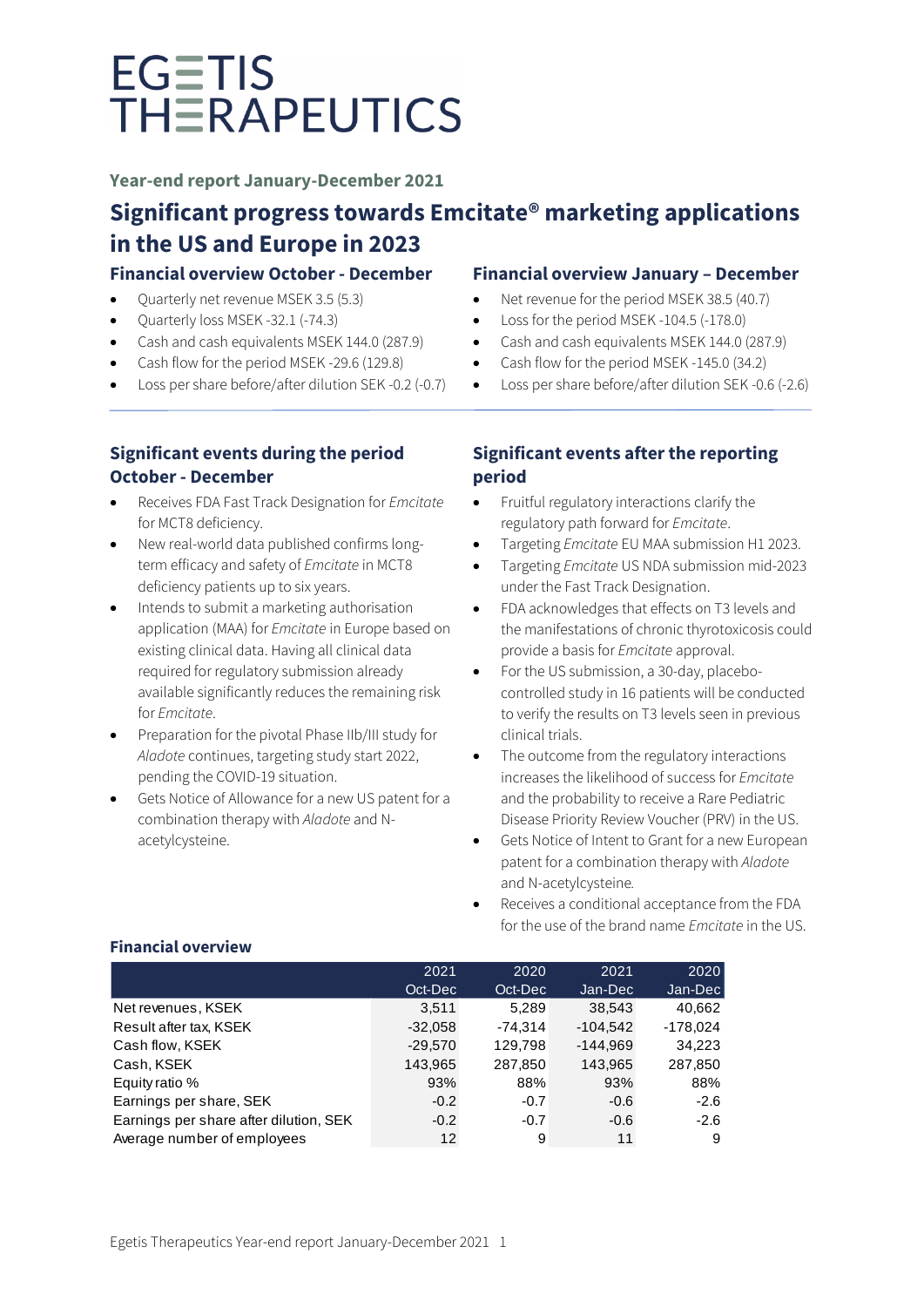# EGETIS THERAPEUTICS

**Year-end report January-December 2021**

## Significant progress towards Emcitate® marketing applications in the US and Europe in 2023

### Financial overview October - December

- Quarterly net revenue MSEK 3.5 (5.3)
- Quarterly loss MSEK -32.1 (-74.3)
- Cash and cash equivalents MSEK 144.0 (287.9)
- Cash flow for the period MSEK -29.6 (129.8)
- Loss per share before/after dilution SEK -0.2 (-0.7)

### Financial overview January – December

- Net revenue for the period MSEK 38.5 (40.7)
- Loss for the period MSEK -104.5 (-178.0)
- Cash and cash equivalents MSEK 144.0 (287.9)
- Cash flow for the period MSEK -145.0 (34.2)
- Loss per share before/after dilution SEK -0.6 (-2.6)

### Significant events during the period October - December

- Receives FDA Fast Track Designation for *Emcitate* for MCT8 deficiency.
- New real-world data published confirms long-term efficacy and safety of *Emcitate* in MCT8 deficiency patients up to six years.
- Intends to submit a marketing authorisation application (MAA) for *Emcitate* in Europe based on existing clinical data. Having all clinical data required for regulatory submission already available significantly reduces the remaining risk for *Emcitate*.
- Preparation for the pivotal Phase IIb/III study for *Aladote* continues, targeting study start 2022, pending the COVID-19 situation.
- Gets Notice of Allowance for a new US patent for a combination therapy with *Aladote* and N-acetylcysteine.

### Significant events after the reporting period

- Fruitful regulatory interactions clarify the regulatory path forward for *Emcitate*.
- Targeting *Emcitate* EU MAA submission H1 2023.
- Targeting *Emcitate* US NDA submission mid-2023 under the Fast Track Designation.
- FDA acknowledges that effects on T3 levels and the manifestations of chronic thyrotoxicosis could provide a basis for *Emcitate* approval.
- For the US submission, a 30-day, placebo-controlled study in 16 patients will be conducted to verify the results on T3 levels seen in previous clinical trials.
- The outcome from the regulatory interactions increases the likelihood of success for *Emcitate* and the probability to receive a Rare Pediatric Disease Priority Review Voucher (PRV) in the US.
- Gets Notice of Intent to Grant for a new European patent for a combination therapy with *Aladote* and N-acetylcysteine.
- Receives a conditional acceptance from the FDA for the use of the brand name *Emcitate* in the US.

### Financial overview

| | 2021 Oct-Dec | 2020 Oct-Dec | 2021 Jan-Dec | 2020 Jan-Dec |
|---|---|---|---|---|
| Net revenues, KSEK | 3,511 | 5,289 | 38,543 | 40,662 |
| Result after tax, KSEK | -32,058 | -74,314 | -104,542 | -178,024 |
| Cash flow, KSEK | -29,570 | 129,798 | -144,969 | 34,223 |
| Cash, KSEK | 143,965 | 287,850 | 143,965 | 287,850 |
| Equity ratio % | 93% | 88% | 93% | 88% |
| Earnings per share, SEK | -0.2 | -0.7 | -0.6 | -2.6 |
| Earnings per share after dilution, SEK | -0.2 | -0.7 | -0.6 | -2.6 |
| Average number of employees | 12 | 9 | 11 | 9 |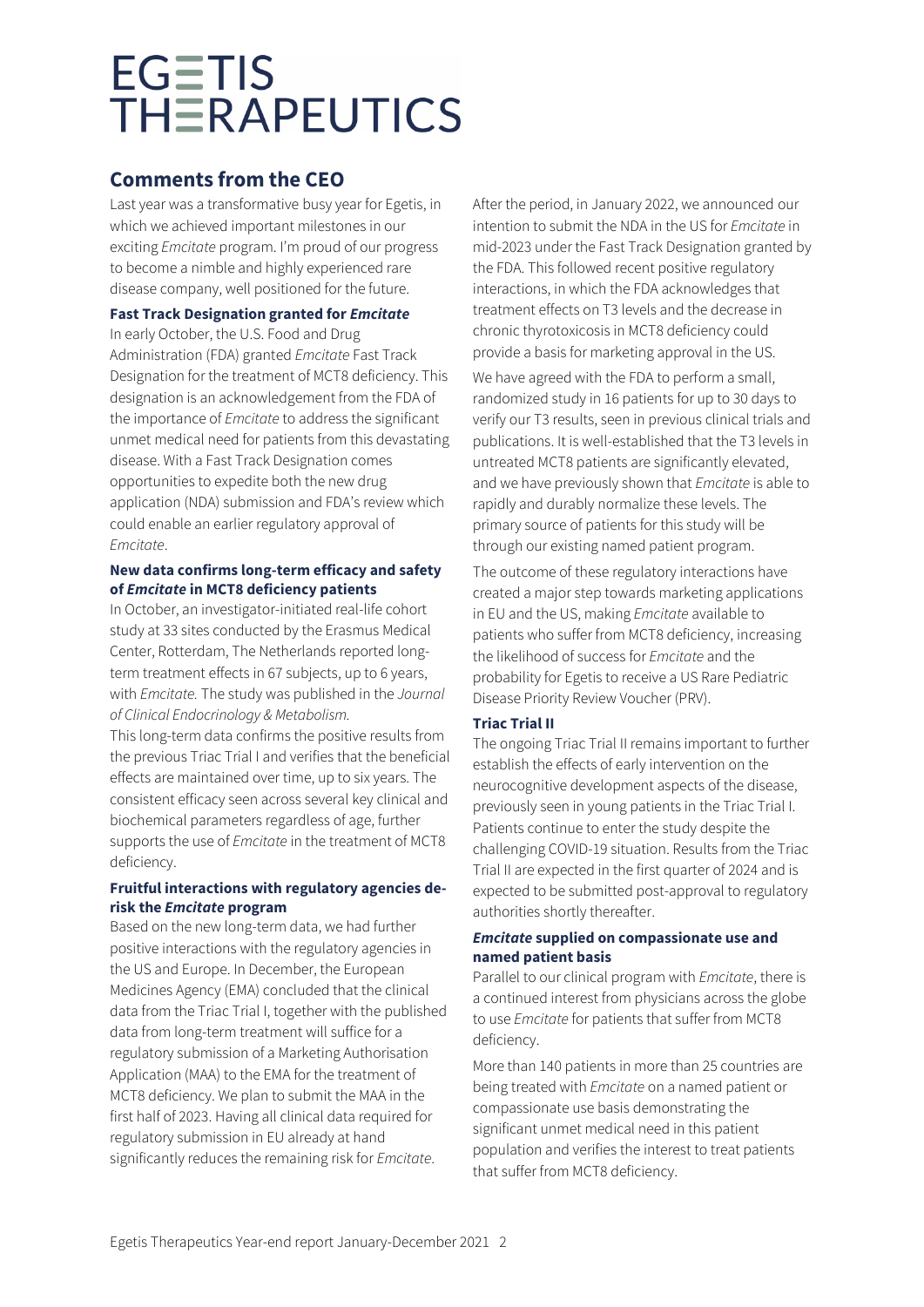EGETIS THERAPEUTICS

## Comments from the CEO

Last year was a transformative busy year for Egetis, in which we achieved important milestones in our exciting *Emcitate* program. I'm proud of our progress to become a nimble and highly experienced rare disease company, well positioned for the future.

**Fast Track Designation granted for *Emcitate***

In early October, the U.S. Food and Drug Administration (FDA) granted *Emcitate* Fast Track Designation for the treatment of MCT8 deficiency. This designation is an acknowledgement from the FDA of the importance of *Emcitate* to address the significant unmet medical need for patients from this devastating disease. With a Fast Track Designation comes opportunities to expedite both the new drug application (NDA) submission and FDA's review which could enable an earlier regulatory approval of *Emcitate*.

**New data confirms long-term efficacy and safety of *Emcitate* in MCT8 deficiency patients**

In October, an investigator-initiated real-life cohort study at 33 sites conducted by the Erasmus Medical Center, Rotterdam, The Netherlands reported long-term treatment effects in 67 subjects, up to 6 years, with *Emcitate*. The study was published in the *Journal of Clinical Endocrinology & Metabolism*.

This long-term data confirms the positive results from the previous Triac Trial I and verifies that the beneficial effects are maintained over time, up to six years. The consistent efficacy seen across several key clinical and biochemical parameters regardless of age, further supports the use of *Emcitate* in the treatment of MCT8 deficiency.

**Fruitful interactions with regulatory agencies de-risk the *Emcitate* program**

Based on the new long-term data, we had further positive interactions with the regulatory agencies in the US and Europe. In December, the European Medicines Agency (EMA) concluded that the clinical data from the Triac Trial I, together with the published data from long-term treatment will suffice for a regulatory submission of a Marketing Authorisation Application (MAA) to the EMA for the treatment of MCT8 deficiency. We plan to submit the MAA in the first half of 2023. Having all clinical data required for regulatory submission in EU already at hand significantly reduces the remaining risk for *Emcitate*.

After the period, in January 2022, we announced our intention to submit the NDA in the US for *Emcitate* in mid-2023 under the Fast Track Designation granted by the FDA. This followed recent positive regulatory interactions, in which the FDA acknowledges that treatment effects on T3 levels and the decrease in chronic thyrotoxicosis in MCT8 deficiency could provide a basis for marketing approval in the US.

We have agreed with the FDA to perform a small, randomized study in 16 patients for up to 30 days to verify our T3 results, seen in previous clinical trials and publications. It is well-established that the T3 levels in untreated MCT8 patients are significantly elevated, and we have previously shown that *Emcitate* is able to rapidly and durably normalize these levels. The primary source of patients for this study will be through our existing named patient program.

The outcome of these regulatory interactions have created a major step towards marketing applications in EU and the US, making *Emcitate* available to patients who suffer from MCT8 deficiency, increasing the likelihood of success for *Emcitate* and the probability for Egetis to receive a US Rare Pediatric Disease Priority Review Voucher (PRV).

**Triac Trial II**

The ongoing Triac Trial II remains important to further establish the effects of early intervention on the neurocognitive development aspects of the disease, previously seen in young patients in the Triac Trial I. Patients continue to enter the study despite the challenging COVID-19 situation. Results from the Triac Trial II are expected in the first quarter of 2024 and is expected to be submitted post-approval to regulatory authorities shortly thereafter.

***Emcitate* supplied on compassionate use and named patient basis**

Parallel to our clinical program with *Emcitate*, there is a continued interest from physicians across the globe to use *Emcitate* for patients that suffer from MCT8 deficiency.

More than 140 patients in more than 25 countries are being treated with *Emcitate* on a named patient or compassionate use basis demonstrating the significant unmet medical need in this patient population and verifies the interest to treat patients that suffer from MCT8 deficiency.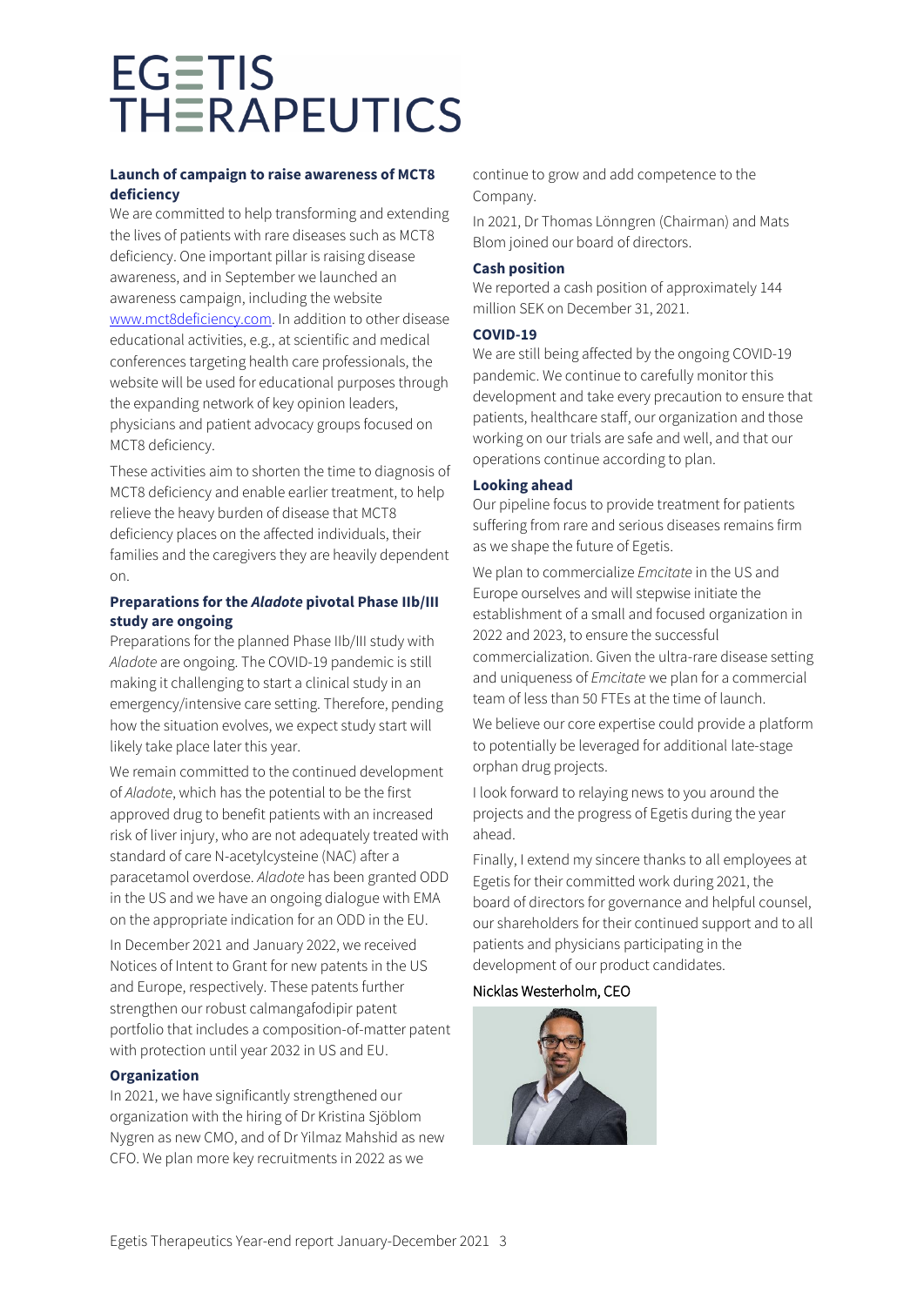### Launch of campaign to raise awareness of MCT8 deficiency

We are committed to help transforming and extending the lives of patients with rare diseases such as MCT8 deficiency. One important pillar is raising disease awareness, and in September we launched an awareness campaign, including the website www.mct8deficiency.com. In addition to other disease educational activities, e.g., at scientific and medical conferences targeting health care professionals, the website will be used for educational purposes through the expanding network of key opinion leaders, physicians and patient advocacy groups focused on MCT8 deficiency.

These activities aim to shorten the time to diagnosis of MCT8 deficiency and enable earlier treatment, to help relieve the heavy burden of disease that MCT8 deficiency places on the affected individuals, their families and the caregivers they are heavily dependent on.

### Preparations for the *Aladote* pivotal Phase IIb/III study are ongoing

Preparations for the planned Phase IIb/III study with *Aladote* are ongoing. The COVID-19 pandemic is still making it challenging to start a clinical study in an emergency/intensive care setting. Therefore, pending how the situation evolves, we expect study start will likely take place later this year.

We remain committed to the continued development of *Aladote*, which has the potential to be the first approved drug to benefit patients with an increased risk of liver injury, who are not adequately treated with standard of care N-acetylcysteine (NAC) after a paracetamol overdose. *Aladote* has been granted ODD in the US and we have an ongoing dialogue with EMA on the appropriate indication for an ODD in the EU.

In December 2021 and January 2022, we received Notices of Intent to Grant for new patents in the US and Europe, respectively. These patents further strengthen our robust calmangafodipir patent portfolio that includes a composition-of-matter patent with protection until year 2032 in US and EU.

### Organization

In 2021, we have significantly strengthened our organization with the hiring of Dr Kristina Sjöblom Nygren as new CMO, and of Dr Yilmaz Mahshid as new CFO. We plan more key recruitments in 2022 as we continue to grow and add competence to the Company.

In 2021, Dr Thomas Lönngren (Chairman) and Mats Blom joined our board of directors.

### Cash position

We reported a cash position of approximately 144 million SEK on December 31, 2021.

### COVID-19

We are still being affected by the ongoing COVID-19 pandemic. We continue to carefully monitor this development and take every precaution to ensure that patients, healthcare staff, our organization and those working on our trials are safe and well, and that our operations continue according to plan.

### Looking ahead

Our pipeline focus to provide treatment for patients suffering from rare and serious diseases remains firm as we shape the future of Egetis.

We plan to commercialize *Emcitate* in the US and Europe ourselves and will stepwise initiate the establishment of a small and focused organization in 2022 and 2023, to ensure the successful commercialization. Given the ultra-rare disease setting and uniqueness of *Emcitate* we plan for a commercial team of less than 50 FTEs at the time of launch.

We believe our core expertise could provide a platform to potentially be leveraged for additional late-stage orphan drug projects.

I look forward to relaying news to you around the projects and the progress of Egetis during the year ahead.

Finally, I extend my sincere thanks to all employees at Egetis for their committed work during 2021, the board of directors for governance and helpful counsel, our shareholders for their continued support and to all patients and physicians participating in the development of our product candidates.

Nicklas Westerholm, CEO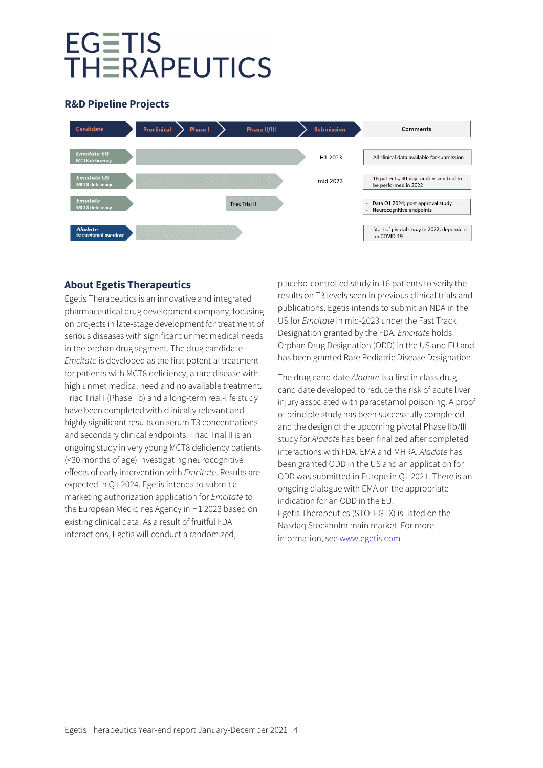# EGETIS THERAPEUTICS

## R&D Pipeline Projects

| Candidate | Preclinical | Phase I | Phase II/III | Submission | Comments |
|---|---|---|---|---|---|
| *Emcitate* EU MCT8 deficiency | | | | H1 2023 | - All clinical data available for submission |
| *Emcitate* US MCT8 deficiency | | | | mid 2023 | - 16 patients, 30-day randomized trial to be performed in 2022 |
| *Emcitate* MCT8 deficiency | | | Triac Trial II | | - Data Q1 2024; post approval study<br>- Neurocognitive endpoints |
| *Aladote* Paracetamol overdose | | | | | - Start of pivotal study in 2022, dependent on COVID-19 |

## About Egetis Therapeutics

Egetis Therapeutics is an innovative and integrated pharmaceutical drug development company, focusing on projects in late-stage development for treatment of serious diseases with significant unmet medical needs in the orphan drug segment. The drug candidate *Emcitate* is developed as the first potential treatment for patients with MCT8 deficiency, a rare disease with high unmet medical need and no available treatment. Triac Trial I (Phase IIb) and a long-term real-life study have been completed with clinically relevant and highly significant results on serum T3 concentrations and secondary clinical endpoints. Triac Trial II is an ongoing study in very young MCT8 deficiency patients (<30 months of age) investigating neurocognitive effects of early intervention with *Emcitate*. Results are expected in Q1 2024. Egetis intends to submit a marketing authorization application for *Emcitate* to the European Medicines Agency in H1 2023 based on existing clinical data. As a result of fruitful FDA interactions, Egetis will conduct a randomized, placebo-controlled study in 16 patients to verify the results on T3 levels seen in previous clinical trials and publications. Egetis intends to submit an NDA in the US for *Emcitate* in mid-2023 under the Fast Track Designation granted by the FDA. *Emcitate* holds Orphan Drug Designation (ODD) in the US and EU and has been granted Rare Pediatric Disease Designation.

The drug candidate *Aladote* is a first in class drug candidate developed to reduce the risk of acute liver injury associated with paracetamol poisoning. A proof of principle study has been successfully completed and the design of the upcoming pivotal Phase IIb/III study for *Aladote* has been finalized after completed interactions with FDA, EMA and MHRA. *Aladote* has been granted ODD in the US and an application for ODD was submitted in Europe in Q1 2021. There is an ongoing dialogue with EMA on the appropriate indication for an ODD in the EU.
Egetis Therapeutics (STO: EGTX) is listed on the Nasdaq Stockholm main market. For more information, see [www.egetis.com](http://www.egetis.com)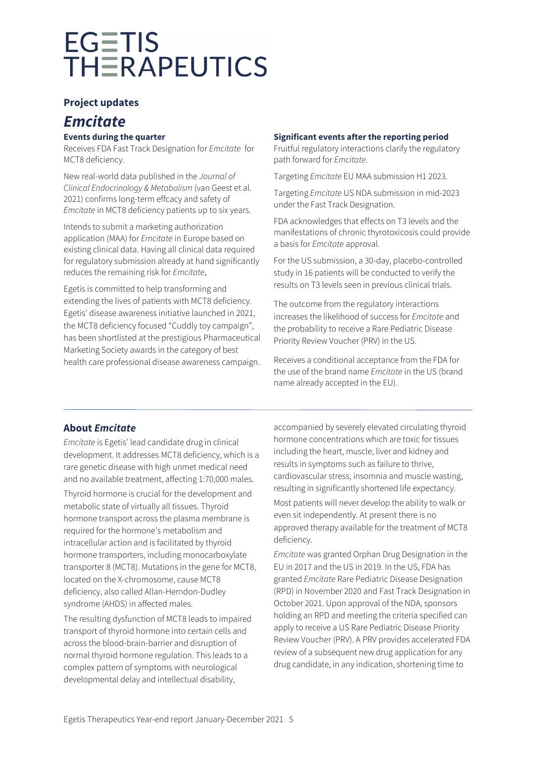## Project updates

# *Emcitate*

### Events during the quarter

Receives FDA Fast Track Designation for *Emcitate* for MCT8 deficiency.

New real-world data published in the *Journal of Clinical Endocrinology & Metabolism* (van Geest et al. 2021) confirms long-term effcacy and safety of *Emcitate* in MCT8 deficiency patients up to six years.

Intends to submit a marketing authorization application (MAA) for *Emcitate* in Europe based on existing clinical data. Having all clinical data required for regulatory submission already at hand significantly reduces the remaining risk for *Emcitate*.

Egetis is committed to help transforming and extending the lives of patients with MCT8 deficiency. Egetis' disease awareness initiative launched in 2021, the MCT8 deficiency focused "Cuddly toy campaign", has been shortlisted at the prestigious Pharmaceutical Marketing Society awards in the category of best health care professional disease awareness campaign.

### Significant events after the reporting period

Fruitful regulatory interactions clarify the regulatory path forward for *Emcitate*.

Targeting *Emcitate* EU MAA submission H1 2023.

Targeting *Emcitate* US NDA submission in mid-2023 under the Fast Track Designation.

FDA acknowledges that effects on T3 levels and the manifestations of chronic thyrotoxicosis could provide a basis for *Emcitate* approval.

For the US submission, a 30-day, placebo-controlled study in 16 patients will be conducted to verify the results on T3 levels seen in previous clinical trials.

The outcome from the regulatory interactions increases the likelihood of success for *Emcitate* and the probability to receive a Rare Pediatric Disease Priority Review Voucher (PRV) in the US.

Receives a conditional acceptance from the FDA for the use of the brand name *Emcitate* in the US (brand name already accepted in the EU).

## About *Emcitate*

*Emcitate* is Egetis' lead candidate drug in clinical development. It addresses MCT8 deficiency, which is a rare genetic disease with high unmet medical need and no available treatment, affecting 1:70,000 males.

Thyroid hormone is crucial for the development and metabolic state of virtually all tissues. Thyroid hormone transport across the plasma membrane is required for the hormone's metabolism and intracellular action and is facilitated by thyroid hormone transporters, including monocarboxylate transporter 8 (MCT8). Mutations in the gene for MCT8, located on the X-chromosome, cause MCT8 deficiency, also called Allan-Herndon-Dudley syndrome (AHDS) in affected males.

The resulting dysfunction of MCT8 leads to impaired transport of thyroid hormone into certain cells and across the blood-brain-barrier and disruption of normal thyroid hormone regulation. This leads to a complex pattern of symptoms with neurological developmental delay and intellectual disability, accompanied by severely elevated circulating thyroid hormone concentrations which are toxic for tissues including the heart, muscle, liver and kidney and results in symptoms such as failure to thrive, cardiovascular stress, insomnia and muscle wasting, resulting in significantly shortened life expectancy.

Most patients will never develop the ability to walk or even sit independently. At present there is no approved therapy available for the treatment of MCT8 deficiency.

*Emcitate* was granted Orphan Drug Designation in the EU in 2017 and the US in 2019. In the US, FDA has granted *Emcitate* Rare Pediatric Disease Designation (RPD) in November 2020 and Fast Track Designation in October 2021. Upon approval of the NDA, sponsors holding an RPD and meeting the criteria specified can apply to receive a US Rare Pediatric Disease Priority Review Voucher (PRV). A PRV provides accelerated FDA review of a subsequent new drug application for any drug candidate, in any indication, shortening time to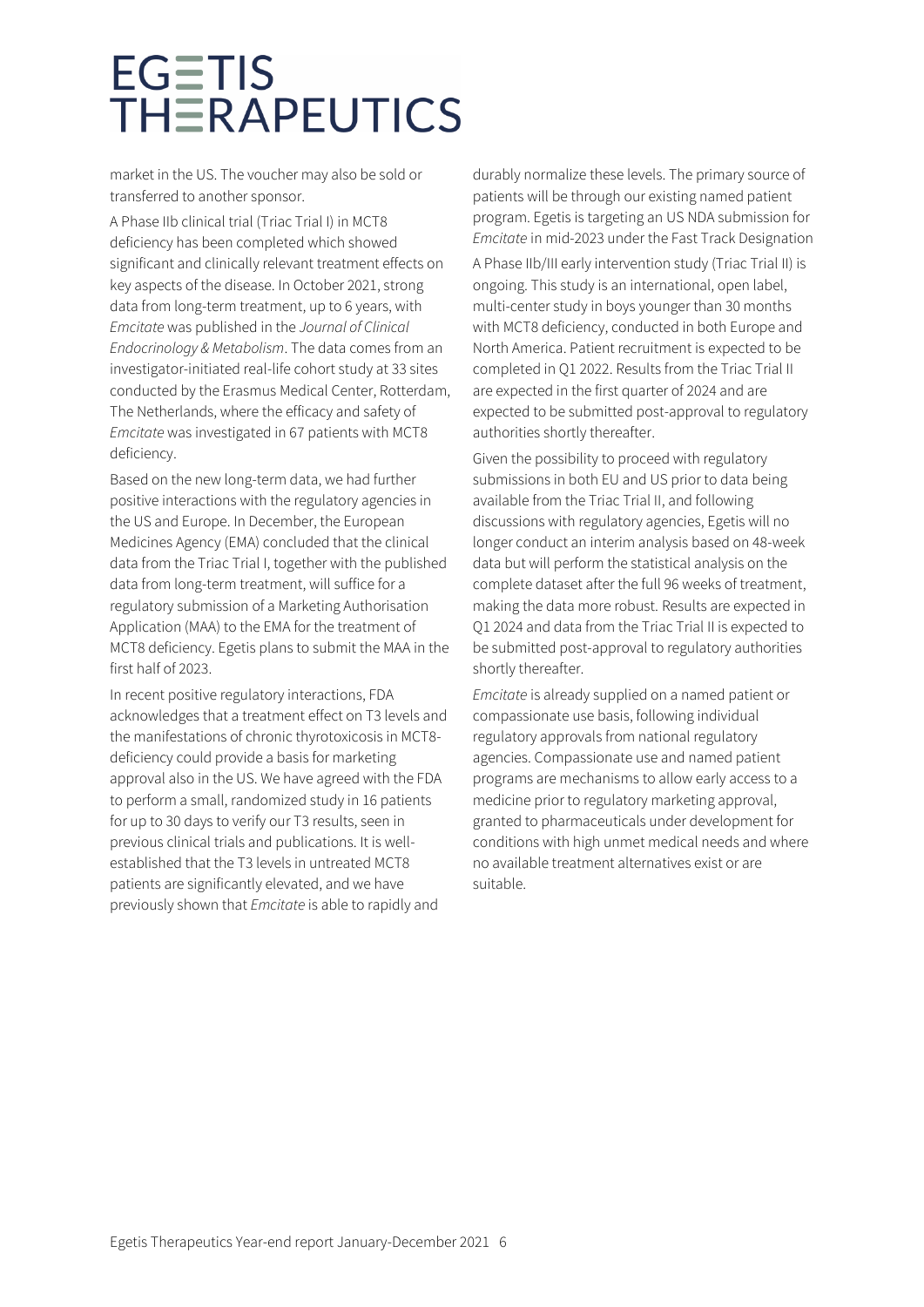market in the US. The voucher may also be sold or transferred to another sponsor.

A Phase IIb clinical trial (Triac Trial I) in MCT8 deficiency has been completed which showed significant and clinically relevant treatment effects on key aspects of the disease. In October 2021, strong data from long-term treatment, up to 6 years, with *Emcitate* was published in the *Journal of Clinical Endocrinology & Metabolism*. The data comes from an investigator-initiated real-life cohort study at 33 sites conducted by the Erasmus Medical Center, Rotterdam, The Netherlands, where the efficacy and safety of *Emcitate* was investigated in 67 patients with MCT8 deficiency.

Based on the new long-term data, we had further positive interactions with the regulatory agencies in the US and Europe. In December, the European Medicines Agency (EMA) concluded that the clinical data from the Triac Trial I, together with the published data from long-term treatment, will suffice for a regulatory submission of a Marketing Authorisation Application (MAA) to the EMA for the treatment of MCT8 deficiency. Egetis plans to submit the MAA in the first half of 2023.

In recent positive regulatory interactions, FDA acknowledges that a treatment effect on T3 levels and the manifestations of chronic thyrotoxicosis in MCT8-deficiency could provide a basis for marketing approval also in the US. We have agreed with the FDA to perform a small, randomized study in 16 patients for up to 30 days to verify our T3 results, seen in previous clinical trials and publications. It is well-established that the T3 levels in untreated MCT8 patients are significantly elevated, and we have previously shown that *Emcitate* is able to rapidly and durably normalize these levels. The primary source of patients will be through our existing named patient program. Egetis is targeting an US NDA submission for *Emcitate* in mid-2023 under the Fast Track Designation

A Phase IIb/III early intervention study (Triac Trial II) is ongoing. This study is an international, open label, multi-center study in boys younger than 30 months with MCT8 deficiency, conducted in both Europe and North America. Patient recruitment is expected to be completed in Q1 2022. Results from the Triac Trial II are expected in the first quarter of 2024 and are expected to be submitted post-approval to regulatory authorities shortly thereafter.

Given the possibility to proceed with regulatory submissions in both EU and US prior to data being available from the Triac Trial II, and following discussions with regulatory agencies, Egetis will no longer conduct an interim analysis based on 48-week data but will perform the statistical analysis on the complete dataset after the full 96 weeks of treatment, making the data more robust. Results are expected in Q1 2024 and data from the Triac Trial II is expected to be submitted post-approval to regulatory authorities shortly thereafter.

*Emcitate* is already supplied on a named patient or compassionate use basis, following individual regulatory approvals from national regulatory agencies. Compassionate use and named patient programs are mechanisms to allow early access to a medicine prior to regulatory marketing approval, granted to pharmaceuticals under development for conditions with high unmet medical needs and where no available treatment alternatives exist or are suitable.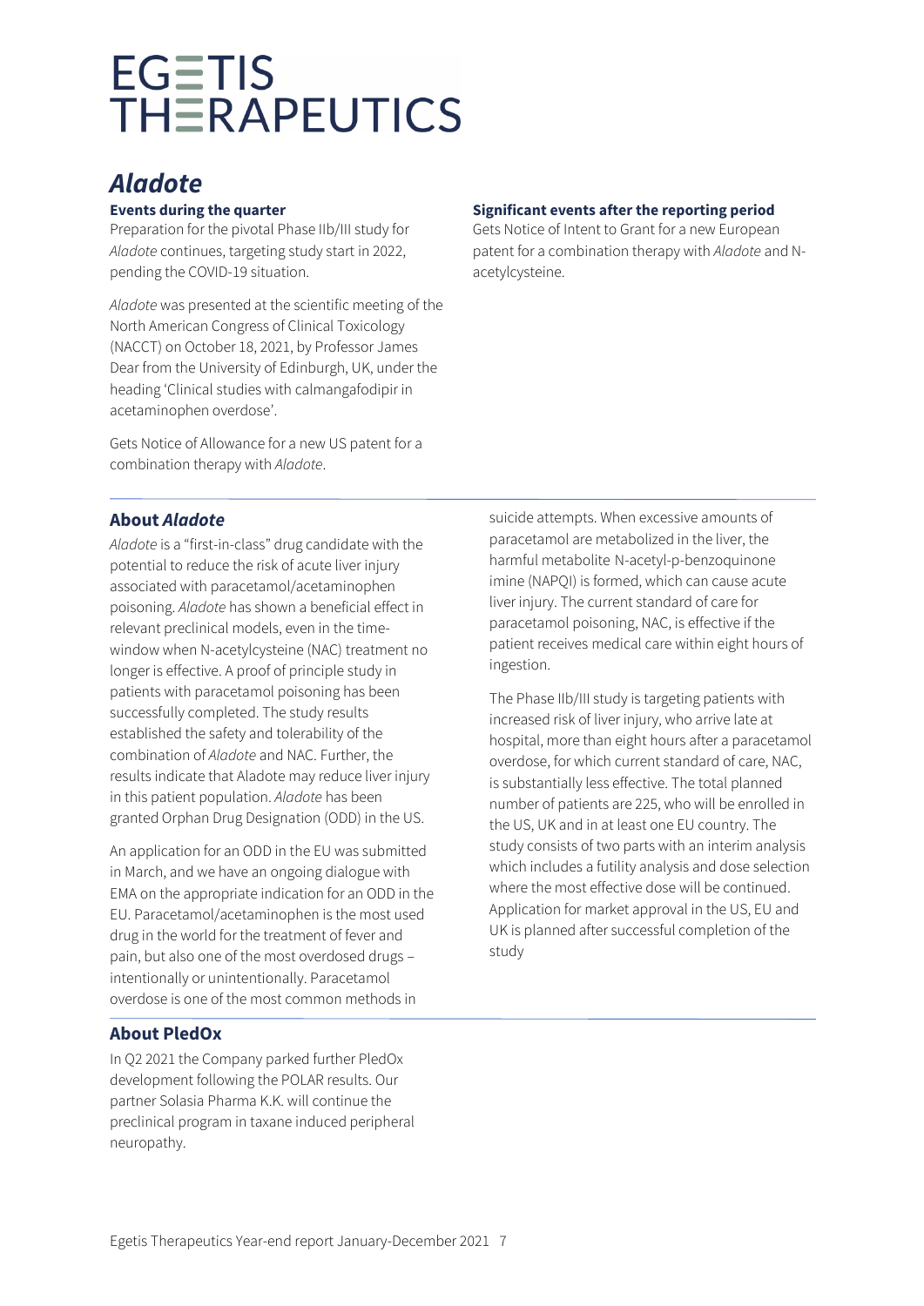# *Aladote*

**Events during the quarter**

Preparation for the pivotal Phase IIb/III study for *Aladote* continues, targeting study start in 2022, pending the COVID-19 situation.

*Aladote* was presented at the scientific meeting of the North American Congress of Clinical Toxicology (NACCT) on October 18, 2021, by Professor James Dear from the University of Edinburgh, UK, under the heading 'Clinical studies with calmangafodipir in acetaminophen overdose'.

Gets Notice of Allowance for a new US patent for a combination therapy with *Aladote*.

**Significant events after the reporting period**

Gets Notice of Intent to Grant for a new European patent for a combination therapy with *Aladote* and N-acetylcysteine.

## About *Aladote*

*Aladote* is a "first-in-class" drug candidate with the potential to reduce the risk of acute liver injury associated with paracetamol/acetaminophen poisoning. *Aladote* has shown a beneficial effect in relevant preclinical models, even in the time-window when N-acetylcysteine (NAC) treatment no longer is effective. A proof of principle study in patients with paracetamol poisoning has been successfully completed. The study results established the safety and tolerability of the combination of *Aladote* and NAC. Further, the results indicate that Aladote may reduce liver injury in this patient population. *Aladote* has been granted Orphan Drug Designation (ODD) in the US.

An application for an ODD in the EU was submitted in March, and we have an ongoing dialogue with EMA on the appropriate indication for an ODD in the EU. Paracetamol/acetaminophen is the most used drug in the world for the treatment of fever and pain, but also one of the most overdosed drugs – intentionally or unintentionally. Paracetamol overdose is one of the most common methods in suicide attempts. When excessive amounts of paracetamol are metabolized in the liver, the harmful metabolite N-acetyl-p-benzoquinone imine (NAPQI) is formed, which can cause acute liver injury. The current standard of care for paracetamol poisoning, NAC, is effective if the patient receives medical care within eight hours of ingestion.

The Phase IIb/III study is targeting patients with increased risk of liver injury, who arrive late at hospital, more than eight hours after a paracetamol overdose, for which current standard of care, NAC, is substantially less effective. The total planned number of patients are 225, who will be enrolled in the US, UK and in at least one EU country. The study consists of two parts with an interim analysis which includes a futility analysis and dose selection where the most effective dose will be continued. Application for market approval in the US, EU and UK is planned after successful completion of the study

## About PledOx

In Q2 2021 the Company parked further PledOx development following the POLAR results. Our partner Solasia Pharma K.K. will continue the preclinical program in taxane induced peripheral neuropathy.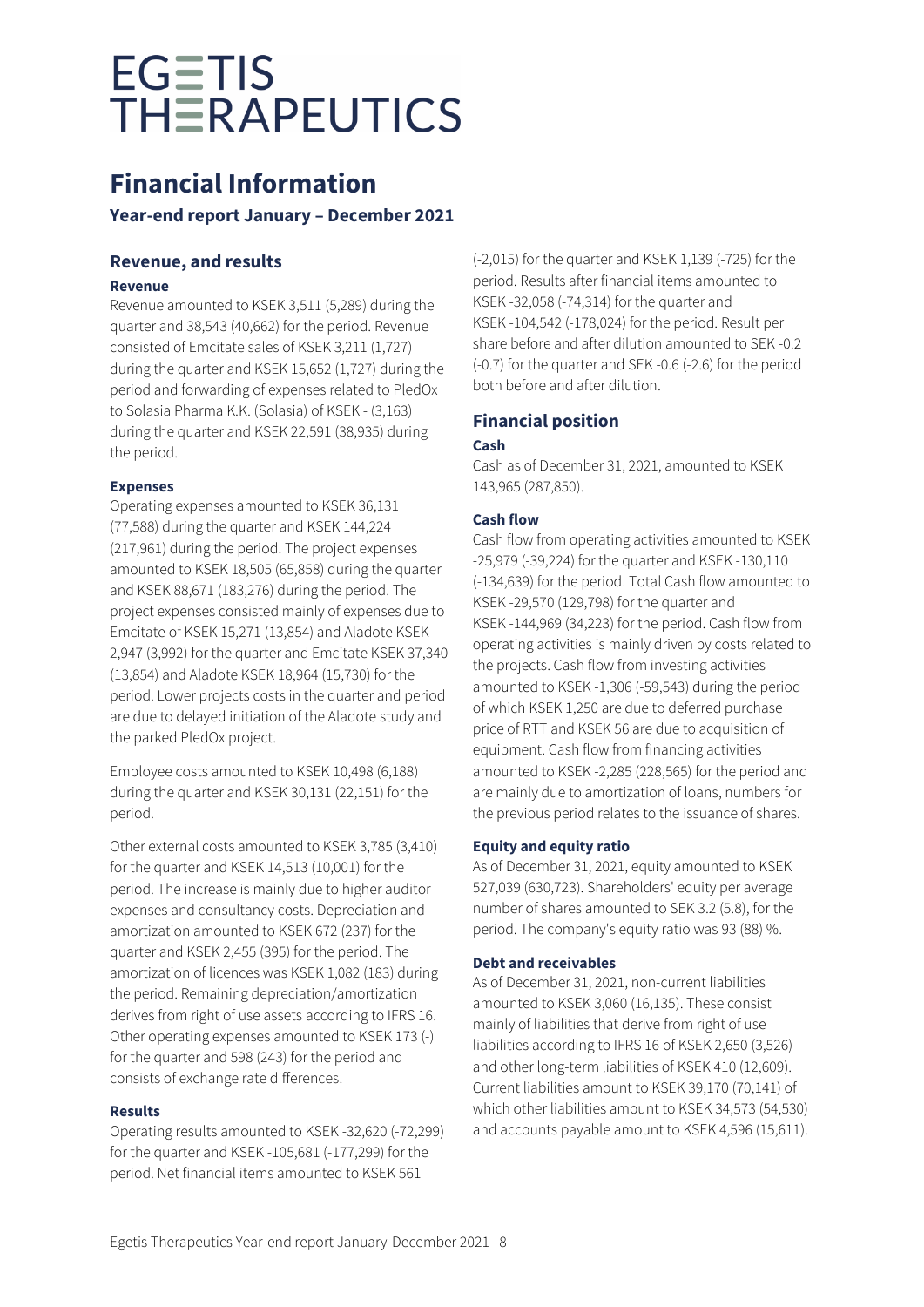EGETIS THERAPEUTICS

# Financial Information

### Year-end report January – December 2021

## Revenue, and results

### Revenue

Revenue amounted to KSEK 3,511 (5,289) during the quarter and 38,543 (40,662) for the period. Revenue consisted of Emcitate sales of KSEK 3,211 (1,727) during the quarter and KSEK 15,652 (1,727) during the period and forwarding of expenses related to PledOx to Solasia Pharma K.K. (Solasia) of KSEK - (3,163) during the quarter and KSEK 22,591 (38,935) during the period.

### Expenses

Operating expenses amounted to KSEK 36,131 (77,588) during the quarter and KSEK 144,224 (217,961) during the period. The project expenses amounted to KSEK 18,505 (65,858) during the quarter and KSEK 88,671 (183,276) during the period. The project expenses consisted mainly of expenses due to Emcitate of KSEK 15,271 (13,854) and Aladote KSEK 2,947 (3,992) for the quarter and Emcitate KSEK 37,340 (13,854) and Aladote KSEK 18,964 (15,730) for the period. Lower projects costs in the quarter and period are due to delayed initiation of the Aladote study and the parked PledOx project.

Employee costs amounted to KSEK 10,498 (6,188) during the quarter and KSEK 30,131 (22,151) for the period.

Other external costs amounted to KSEK 3,785 (3,410) for the quarter and KSEK 14,513 (10,001) for the period. The increase is mainly due to higher auditor expenses and consultancy costs. Depreciation and amortization amounted to KSEK 672 (237) for the quarter and KSEK 2,455 (395) for the period. The amortization of licences was KSEK 1,082 (183) during the period. Remaining depreciation/amortization derives from right of use assets according to IFRS 16. Other operating expenses amounted to KSEK 173 (-) for the quarter and 598 (243) for the period and consists of exchange rate differences.

### Results

Operating results amounted to KSEK -32,620 (-72,299) for the quarter and KSEK -105,681 (-177,299) for the period. Net financial items amounted to KSEK 561 (-2,015) for the quarter and KSEK 1,139 (-725) for the period. Results after financial items amounted to KSEK -32,058 (-74,314) for the quarter and KSEK -104,542 (-178,024) for the period. Result per share before and after dilution amounted to SEK -0.2 (-0.7) for the quarter and SEK -0.6 (-2.6) for the period both before and after dilution.

## Financial position

### Cash

Cash as of December 31, 2021, amounted to KSEK 143,965 (287,850).

### Cash flow

Cash flow from operating activities amounted to KSEK -25,979 (-39,224) for the quarter and KSEK -130,110 (-134,639) for the period. Total Cash flow amounted to KSEK -29,570 (129,798) for the quarter and KSEK -144,969 (34,223) for the period. Cash flow from operating activities is mainly driven by costs related to the projects. Cash flow from investing activities amounted to KSEK -1,306 (-59,543) during the period of which KSEK 1,250 are due to deferred purchase price of RTT and KSEK 56 are due to acquisition of equipment. Cash flow from financing activities amounted to KSEK -2,285 (228,565) for the period and are mainly due to amortization of loans, numbers for the previous period relates to the issuance of shares.

### Equity and equity ratio

As of December 31, 2021, equity amounted to KSEK 527,039 (630,723). Shareholders' equity per average number of shares amounted to SEK 3.2 (5.8), for the period. The company's equity ratio was 93 (88) %.

### Debt and receivables

As of December 31, 2021, non-current liabilities amounted to KSEK 3,060 (16,135). These consist mainly of liabilities that derive from right of use liabilities according to IFRS 16 of KSEK 2,650 (3,526) and other long-term liabilities of KSEK 410 (12,609). Current liabilities amount to KSEK 39,170 (70,141) of which other liabilities amount to KSEK 34,573 (54,530) and accounts payable amount to KSEK 4,596 (15,611).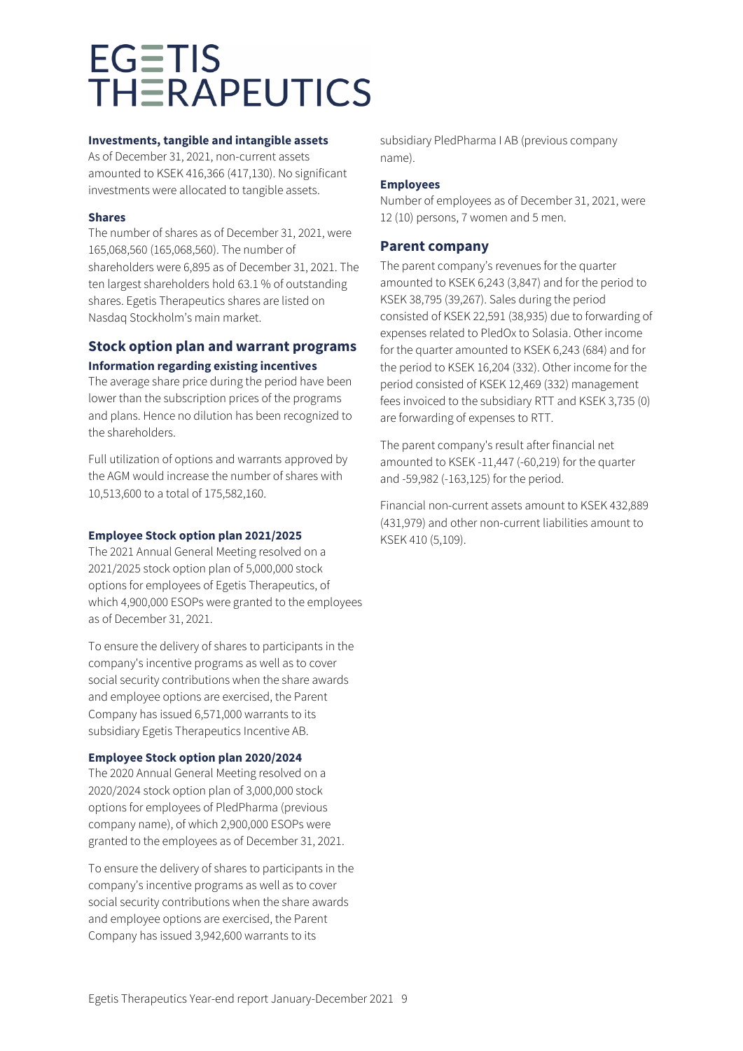#### Investments, tangible and intangible assets

As of December 31, 2021, non-current assets amounted to KSEK 416,366 (417,130). No significant investments were allocated to tangible assets.

#### Shares

The number of shares as of December 31, 2021, were 165,068,560 (165,068,560). The number of shareholders were 6,895 as of December 31, 2021. The ten largest shareholders hold 63.1 % of outstanding shares. Egetis Therapeutics shares are listed on Nasdaq Stockholm's main market.

## Stock option plan and warrant programs

#### Information regarding existing incentives

The average share price during the period have been lower than the subscription prices of the programs and plans. Hence no dilution has been recognized to the shareholders.

Full utilization of options and warrants approved by the AGM would increase the number of shares with 10,513,600 to a total of 175,582,160.

#### Employee Stock option plan 2021/2025

The 2021 Annual General Meeting resolved on a 2021/2025 stock option plan of 5,000,000 stock options for employees of Egetis Therapeutics, of which 4,900,000 ESOPs were granted to the employees as of December 31, 2021.

To ensure the delivery of shares to participants in the company's incentive programs as well as to cover social security contributions when the share awards and employee options are exercised, the Parent Company has issued 6,571,000 warrants to its subsidiary Egetis Therapeutics Incentive AB.

#### Employee Stock option plan 2020/2024

The 2020 Annual General Meeting resolved on a 2020/2024 stock option plan of 3,000,000 stock options for employees of PledPharma (previous company name), of which 2,900,000 ESOPs were granted to the employees as of December 31, 2021.

To ensure the delivery of shares to participants in the company's incentive programs as well as to cover social security contributions when the share awards and employee options are exercised, the Parent Company has issued 3,942,600 warrants to its subsidiary PledPharma I AB (previous company name).

#### Employees

Number of employees as of December 31, 2021, were 12 (10) persons, 7 women and 5 men.

## Parent company

The parent company's revenues for the quarter amounted to KSEK 6,243 (3,847) and for the period to KSEK 38,795 (39,267). Sales during the period consisted of KSEK 22,591 (38,935) due to forwarding of expenses related to PledOx to Solasia. Other income for the quarter amounted to KSEK 6,243 (684) and for the period to KSEK 16,204 (332). Other income for the period consisted of KSEK 12,469 (332) management fees invoiced to the subsidiary RTT and KSEK 3,735 (0) are forwarding of expenses to RTT.

The parent company's result after financial net amounted to KSEK -11,447 (-60,219) for the quarter and -59,982 (-163,125) for the period.

Financial non-current assets amount to KSEK 432,889 (431,979) and other non-current liabilities amount to KSEK 410 (5,109).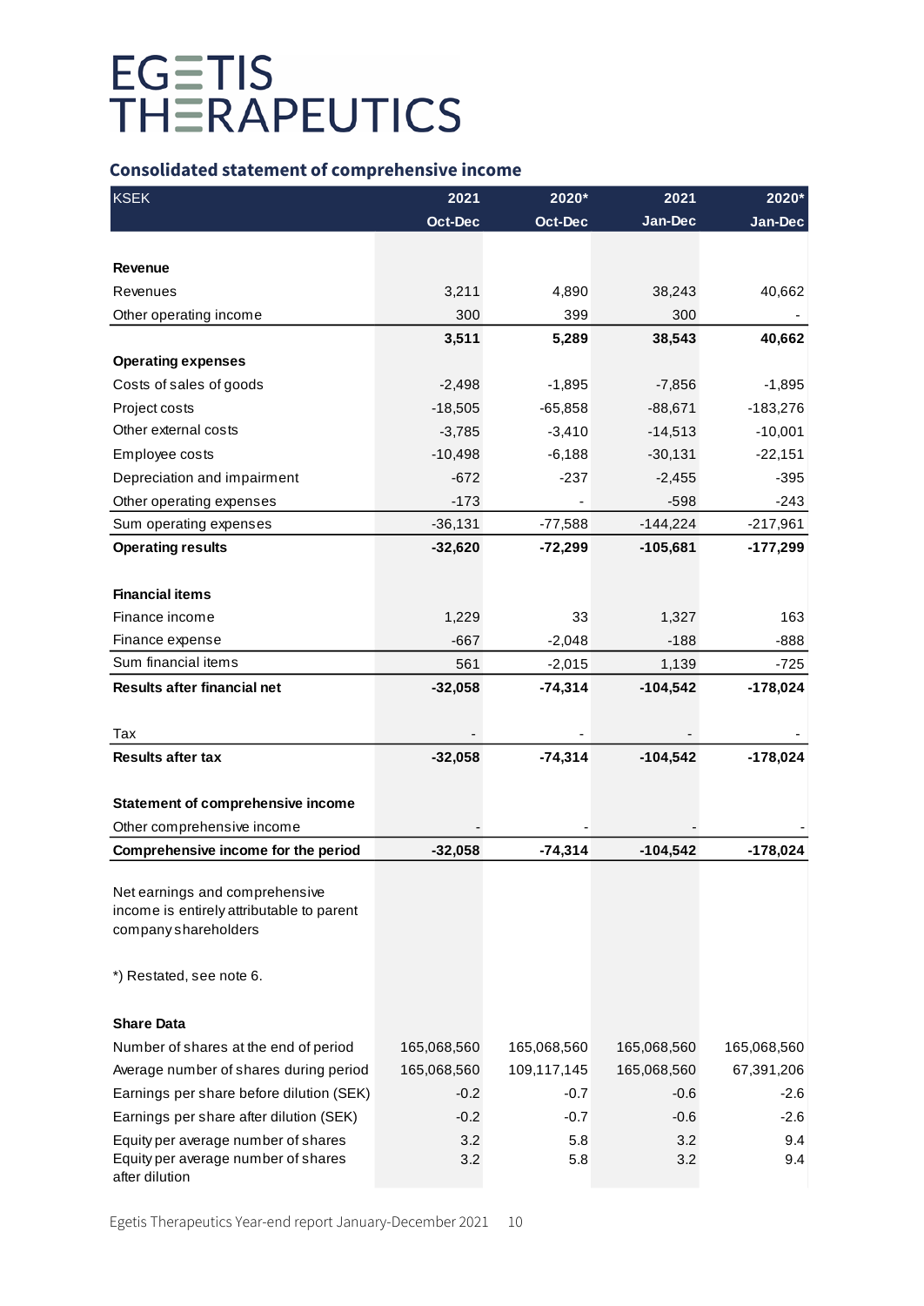# EGETIS THERAPEUTICS

## Consolidated statement of comprehensive income

| KSEK | 2021 Oct-Dec | 2020* Oct-Dec | 2021 Jan-Dec | 2020* Jan-Dec |
|---|---|---|---|---|
| **Revenue** | | | | |
| Revenues | 3,211 | 4,890 | 38,243 | 40,662 |
| Other operating income | 300 | 399 | 300 | - |
| | **3,511** | **5,289** | **38,543** | **40,662** |
| **Operating expenses** | | | | |
| Costs of sales of goods | -2,498 | -1,895 | -7,856 | -1,895 |
| Project costs | -18,505 | -65,858 | -88,671 | -183,276 |
| Other external costs | -3,785 | -3,410 | -14,513 | -10,001 |
| Employee costs | -10,498 | -6,188 | -30,131 | -22,151 |
| Depreciation and impairment | -672 | -237 | -2,455 | -395 |
| Other operating expenses | -173 | - | -598 | -243 |
| Sum operating expenses | -36,131 | -77,588 | -144,224 | -217,961 |
| **Operating results** | **-32,620** | **-72,299** | **-105,681** | **-177,299** |
| | | | | |
| **Financial items** | | | | |
| Finance income | 1,229 | 33 | 1,327 | 163 |
| Finance expense | -667 | -2,048 | -188 | -888 |
| Sum financial items | 561 | -2,015 | 1,139 | -725 |
| **Results after financial net** | **-32,058** | **-74,314** | **-104,542** | **-178,024** |
| | | | | |
| Tax | - | - | - | - |
| **Results after tax** | **-32,058** | **-74,314** | **-104,542** | **-178,024** |
| | | | | |
| **Statement of comprehensive income** | | | | |
| Other comprehensive income | - | - | - | - |
| **Comprehensive income for the period** | **-32,058** | **-74,314** | **-104,542** | **-178,024** |

Net earnings and comprehensive income is entirely attributable to parent company shareholders

*) Restated, see note 6.

| **Share Data** | 2021 Oct-Dec | 2020* Oct-Dec | 2021 Jan-Dec | 2020* Jan-Dec |
|---|---|---|---|---|
| Number of shares at the end of period | 165,068,560 | 165,068,560 | 165,068,560 | 165,068,560 |
| Average number of shares during period | 165,068,560 | 109,117,145 | 165,068,560 | 67,391,206 |
| Earnings per share before dilution (SEK) | -0.2 | -0.7 | -0.6 | -2.6 |
| Earnings per share after dilution (SEK) | -0.2 | -0.7 | -0.6 | -2.6 |
| Equity per average number of shares | 3.2 | 5.8 | 3.2 | 9.4 |
| Equity per average number of shares after dilution | 3.2 | 5.8 | 3.2 | 9.4 |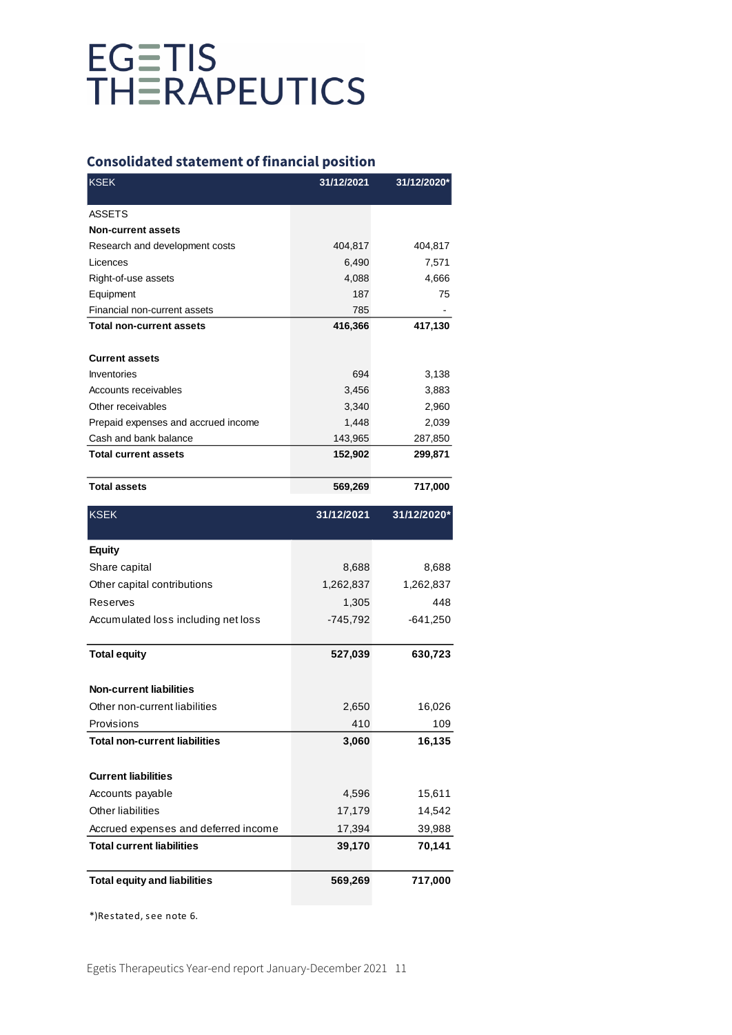# EGETIS THERAPEUTICS

## Consolidated statement of financial position

| KSEK | 31/12/2021 | 31/12/2020* |
|---|---|---|
| ASSETS | | |
| **Non-current assets** | | |
| Research and development costs | 404,817 | 404,817 |
| Licences | 6,490 | 7,571 |
| Right-of-use assets | 4,088 | 4,666 |
| Equipment | 187 | 75 |
| Financial non-current assets | 785 | - |
| **Total non-current assets** | **416,366** | **417,130** |
| | | |
| **Current assets** | | |
| Inventories | 694 | 3,138 |
| Accounts receivables | 3,456 | 3,883 |
| Other receivables | 3,340 | 2,960 |
| Prepaid expenses and accrued income | 1,448 | 2,039 |
| Cash and bank balance | 143,965 | 287,850 |
| **Total current assets** | **152,902** | **299,871** |
| | | |
| **Total assets** | **569,269** | **717,000** |

| KSEK | 31/12/2021 | 31/12/2020* |
|---|---|---|
| **Equity** | | |
| Share capital | 8,688 | 8,688 |
| Other capital contributions | 1,262,837 | 1,262,837 |
| Reserves | 1,305 | 448 |
| Accumulated loss including net loss | -745,792 | -641,250 |
| | | |
| **Total equity** | **527,039** | **630,723** |
| | | |
| **Non-current liabilities** | | |
| Other non-current liabilities | 2,650 | 16,026 |
| Provisions | 410 | 109 |
| **Total non-current liabilities** | **3,060** | **16,135** |
| | | |
| **Current liabilities** | | |
| Accounts payable | 4,596 | 15,611 |
| Other liabilities | 17,179 | 14,542 |
| Accrued expenses and deferred income | 17,394 | 39,988 |
| **Total current liabilities** | **39,170** | **70,141** |
| | | |
| **Total equity and liabilities** | **569,269** | **717,000** |

*)Restated, see note 6.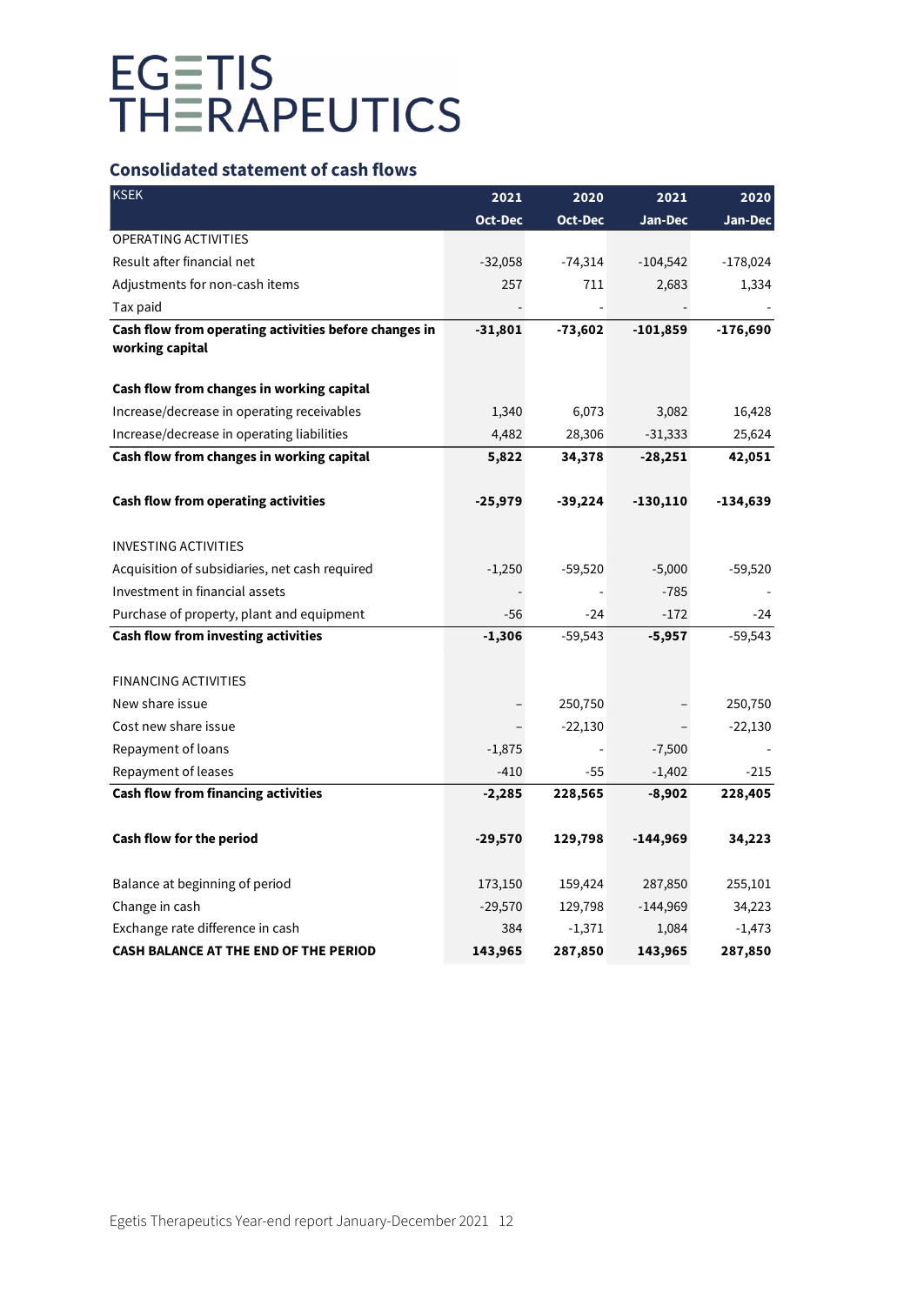# EGETIS THERAPEUTICS

## Consolidated statement of cash flows

| KSEK | 2021 Oct-Dec | 2020 Oct-Dec | 2021 Jan-Dec | 2020 Jan-Dec |
|---|---|---|---|---|
| OPERATING ACTIVITIES | | | | |
| Result after financial net | -32,058 | -74,314 | -104,542 | -178,024 |
| Adjustments for non-cash items | 257 | 711 | 2,683 | 1,334 |
| Tax paid | - | - | - | - |
| **Cash flow from operating activities before changes in working capital** | **-31,801** | **-73,602** | **-101,859** | **-176,690** |
| | | | | |
| **Cash flow from changes in working capital** | | | | |
| Increase/decrease in operating receivables | 1,340 | 6,073 | 3,082 | 16,428 |
| Increase/decrease in operating liabilities | 4,482 | 28,306 | -31,333 | 25,624 |
| **Cash flow from changes in working capital** | **5,822** | **34,378** | **-28,251** | **42,051** |
| | | | | |
| **Cash flow from operating activities** | **-25,979** | **-39,224** | **-130,110** | **-134,639** |
| | | | | |
| INVESTING ACTIVITIES | | | | |
| Acquisition of subsidiaries, net cash required | -1,250 | -59,520 | -5,000 | -59,520 |
| Investment in financial assets | - | - | -785 | - |
| Purchase of property, plant and equipment | -56 | -24 | -172 | -24 |
| **Cash flow from investing activities** | **-1,306** | -59,543 | **-5,957** | -59,543 |
| | | | | |
| FINANCING ACTIVITIES | | | | |
| New share issue | – | 250,750 | – | 250,750 |
| Cost new share issue | – | -22,130 | – | -22,130 |
| Repayment of loans | -1,875 | - | -7,500 | - |
| Repayment of leases | -410 | -55 | -1,402 | -215 |
| **Cash flow from financing activities** | **-2,285** | **228,565** | **-8,902** | **228,405** |
| | | | | |
| **Cash flow for the period** | **-29,570** | **129,798** | **-144,969** | **34,223** |
| | | | | |
| Balance at beginning of period | 173,150 | 159,424 | 287,850 | 255,101 |
| Change in cash | -29,570 | 129,798 | -144,969 | 34,223 |
| Exchange rate difference in cash | 384 | -1,371 | 1,084 | -1,473 |
| **CASH BALANCE AT THE END OF THE PERIOD** | **143,965** | **287,850** | **143,965** | **287,850** |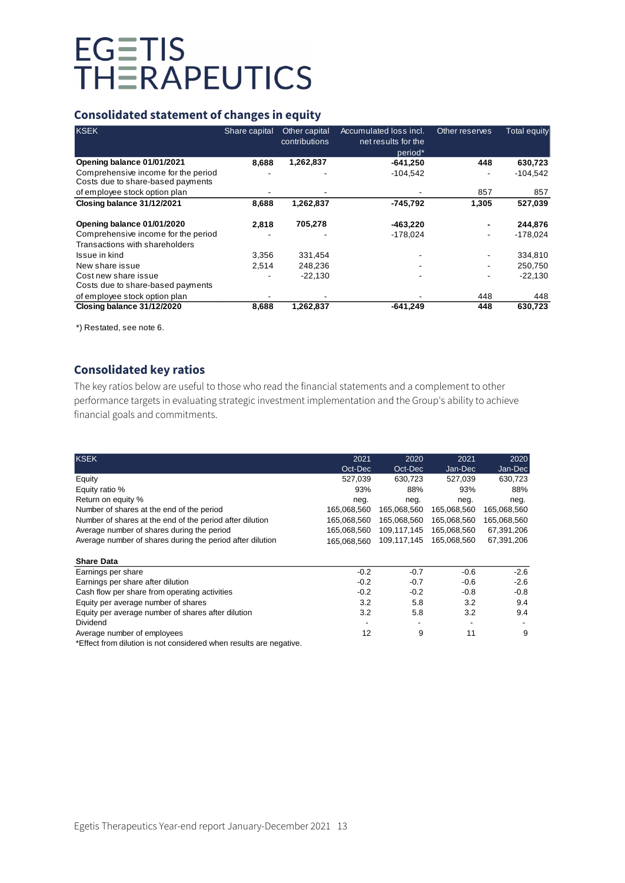# EGETIS THERAPEUTICS

## Consolidated statement of changes in equity

| KSEK | Share capital | Other capital contributions | Accumulated loss incl. net results for the period* | Other reserves | Total equity |
|---|---|---|---|---|---|
| **Opening balance 01/01/2021** | **8,688** | **1,262,837** | **-641,250** | **448** | **630,723** |
| Comprehensive income for the period | - | - | -104,542 | - | -104,542 |
| Costs due to share-based payments of employee stock option plan | - | - | - | 857 | 857 |
| **Closing balance 31/12/2021** | **8,688** | **1,262,837** | **-745,792** | **1,305** | **527,039** |
| | | | | | |
| **Opening balance 01/01/2020** | **2,818** | **705,278** | **-463,220** | **-** | **244,876** |
| Comprehensive income for the period | - | - | -178,024 | - | -178,024 |
| Transactions with shareholders | | | | | |
| Issue in kind | 3,356 | 331,454 | - | - | 334,810 |
| New share issue | 2,514 | 248,236 | - | - | 250,750 |
| Cost new share issue | - | -22,130 | - | - | -22,130 |
| Costs due to share-based payments of employee stock option plan | - | - | - | 448 | 448 |
| **Closing balance 31/12/2020** | **8,688** | **1,262,837** | **-641,249** | **448** | **630,723** |

*) Restated, see note 6.

## Consolidated key ratios

The key ratios below are useful to those who read the financial statements and a complement to other performance targets in evaluating strategic investment implementation and the Group's ability to achieve financial goals and commitments.

| KSEK | 2021 Oct-Dec | 2020 Oct-Dec | 2021 Jan-Dec | 2020 Jan-Dec |
|---|---|---|---|---|
| Equity | 527,039 | 630,723 | 527,039 | 630,723 |
| Equity ratio % | 93% | 88% | 93% | 88% |
| Return on equity % | neg. | neg. | neg. | neg. |
| Number of shares at the end of the period | 165,068,560 | 165,068,560 | 165,068,560 | 165,068,560 |
| Number of shares at the end of the period after dilution | 165,068,560 | 165,068,560 | 165,068,560 | 165,068,560 |
| Average number of shares during the period | 165,068,560 | 109,117,145 | 165,068,560 | 67,391,206 |
| Average number of shares during the period after dilution | 165,068,560 | 109,117,145 | 165,068,560 | 67,391,206 |
| | | | | |
| **Share Data** | | | | |
| Earnings per share | -0.2 | -0.7 | -0.6 | -2.6 |
| Earnings per share after dilution | -0.2 | -0.7 | -0.6 | -2.6 |
| Cash flow per share from operating activities | -0.2 | -0.2 | -0.8 | -0.8 |
| Equity per average number of shares | 3.2 | 5.8 | 3.2 | 9.4 |
| Equity per average number of shares after dilution | 3.2 | 5.8 | 3.2 | 9.4 |
| Dividend | - | - | - | - |
| Average number of employees | 12 | 9 | 11 | 9 |

*Effect from dilution is not considered when results are negative.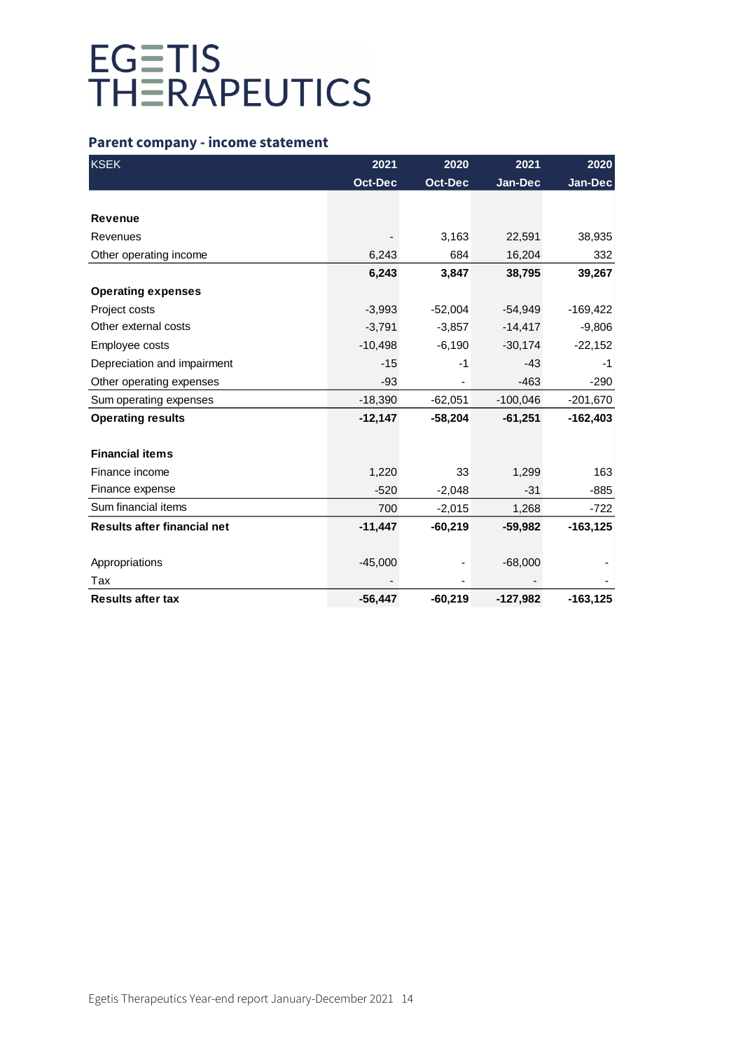EGETIS THERAPEUTICS

## Parent company - income statement

| KSEK | 2021 Oct-Dec | 2020 Oct-Dec | 2021 Jan-Dec | 2020 Jan-Dec |
|---|---|---|---|---|
| **Revenue** | | | | |
| Revenues | - | 3,163 | 22,591 | 38,935 |
| Other operating income | 6,243 | 684 | 16,204 | 332 |
| | **6,243** | **3,847** | **38,795** | **39,267** |
| **Operating expenses** | | | | |
| Project costs | -3,993 | -52,004 | -54,949 | -169,422 |
| Other external costs | -3,791 | -3,857 | -14,417 | -9,806 |
| Employee costs | -10,498 | -6,190 | -30,174 | -22,152 |
| Depreciation and impairment | -15 | -1 | -43 | -1 |
| Other operating expenses | -93 | - | -463 | -290 |
| Sum operating expenses | -18,390 | -62,051 | -100,046 | -201,670 |
| **Operating results** | **-12,147** | **-58,204** | **-61,251** | **-162,403** |
| **Financial items** | | | | |
| Finance income | 1,220 | 33 | 1,299 | 163 |
| Finance expense | -520 | -2,048 | -31 | -885 |
| Sum financial items | 700 | -2,015 | 1,268 | -722 |
| **Results after financial net** | **-11,447** | **-60,219** | **-59,982** | **-163,125** |
| Appropriations | -45,000 | - | -68,000 | - |
| Tax | - | - | - | - |
| **Results after tax** | **-56,447** | **-60,219** | **-127,982** | **-163,125** |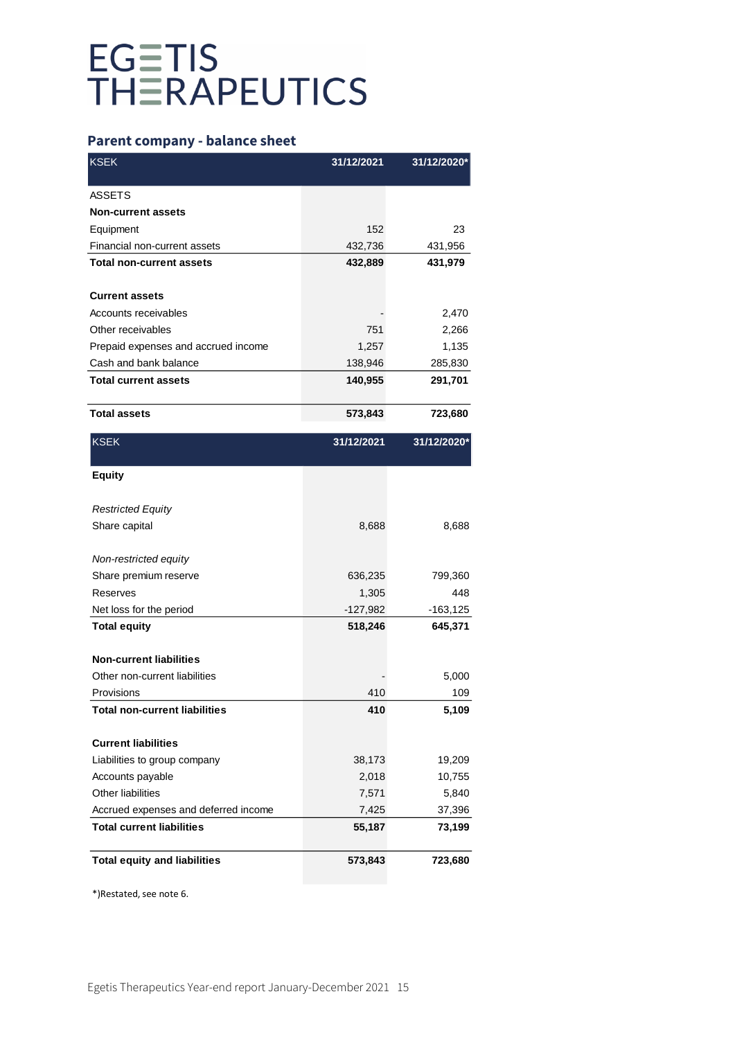# EGETIS THERAPEUTICS

## Parent company - balance sheet

| KSEK | 31/12/2021 | 31/12/2020* |
|---|---|---|
| ASSETS | | |
| **Non-current assets** | | |
| Equipment | 152 | 23 |
| Financial non-current assets | 432,736 | 431,956 |
| **Total non-current assets** | **432,889** | **431,979** |
| | | |
| **Current assets** | | |
| Accounts receivables | - | 2,470 |
| Other receivables | 751 | 2,266 |
| Prepaid expenses and accrued income | 1,257 | 1,135 |
| Cash and bank balance | 138,946 | 285,830 |
| **Total current assets** | **140,955** | **291,701** |
| | | |
| **Total assets** | **573,843** | **723,680** |

| KSEK | 31/12/2021 | 31/12/2020* |
|---|---|---|
| **Equity** | | |
| | | |
| *Restricted Equity* | | |
| Share capital | 8,688 | 8,688 |
| | | |
| *Non-restricted equity* | | |
| Share premium reserve | 636,235 | 799,360 |
| Reserves | 1,305 | 448 |
| Net loss for the period | -127,982 | -163,125 |
| **Total equity** | **518,246** | **645,371** |
| | | |
| **Non-current liabilities** | | |
| Other non-current liabilities | - | 5,000 |
| Provisions | 410 | 109 |
| **Total non-current liabilities** | **410** | **5,109** |
| | | |
| **Current liabilities** | | |
| Liabilities to group company | 38,173 | 19,209 |
| Accounts payable | 2,018 | 10,755 |
| Other liabilities | 7,571 | 5,840 |
| Accrued expenses and deferred income | 7,425 | 37,396 |
| **Total current liabilities** | **55,187** | **73,199** |
| | | |
| **Total equity and liabilities** | **573,843** | **723,680** |

*)Restated, see note 6.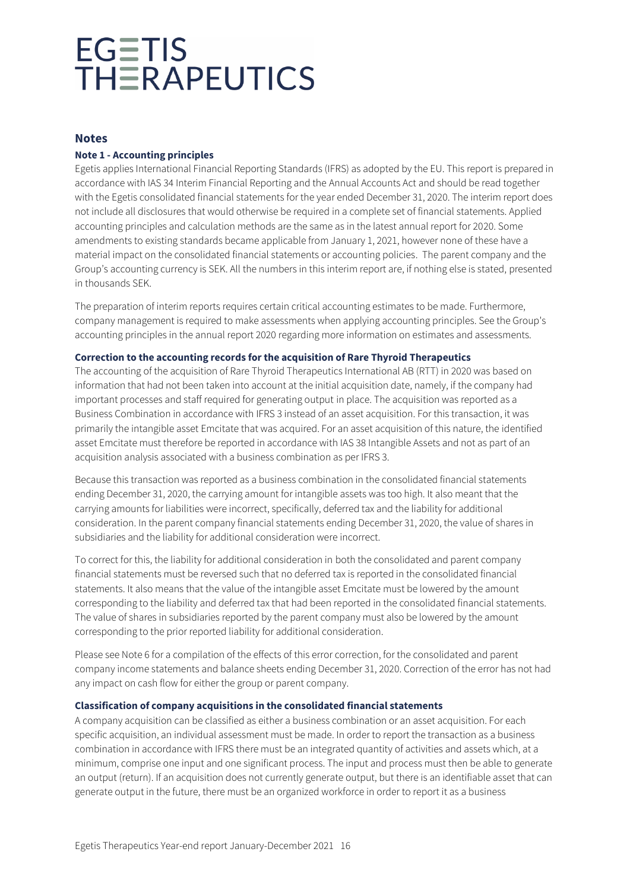## Notes

### Note 1 - Accounting principles

Egetis applies International Financial Reporting Standards (IFRS) as adopted by the EU. This report is prepared in accordance with IAS 34 Interim Financial Reporting and the Annual Accounts Act and should be read together with the Egetis consolidated financial statements for the year ended December 31, 2020. The interim report does not include all disclosures that would otherwise be required in a complete set of financial statements. Applied accounting principles and calculation methods are the same as in the latest annual report for 2020. Some amendments to existing standards became applicable from January 1, 2021, however none of these have a material impact on the consolidated financial statements or accounting policies. The parent company and the Group's accounting currency is SEK. All the numbers in this interim report are, if nothing else is stated, presented in thousands SEK.

The preparation of interim reports requires certain critical accounting estimates to be made. Furthermore, company management is required to make assessments when applying accounting principles. See the Group's accounting principles in the annual report 2020 regarding more information on estimates and assessments.

#### Correction to the accounting records for the acquisition of Rare Thyroid Therapeutics

The accounting of the acquisition of Rare Thyroid Therapeutics International AB (RTT) in 2020 was based on information that had not been taken into account at the initial acquisition date, namely, if the company had important processes and staff required for generating output in place. The acquisition was reported as a Business Combination in accordance with IFRS 3 instead of an asset acquisition. For this transaction, it was primarily the intangible asset Emcitate that was acquired. For an asset acquisition of this nature, the identified asset Emcitate must therefore be reported in accordance with IAS 38 Intangible Assets and not as part of an acquisition analysis associated with a business combination as per IFRS 3.

Because this transaction was reported as a business combination in the consolidated financial statements ending December 31, 2020, the carrying amount for intangible assets was too high. It also meant that the carrying amounts for liabilities were incorrect, specifically, deferred tax and the liability for additional consideration. In the parent company financial statements ending December 31, 2020, the value of shares in subsidiaries and the liability for additional consideration were incorrect.

To correct for this, the liability for additional consideration in both the consolidated and parent company financial statements must be reversed such that no deferred tax is reported in the consolidated financial statements. It also means that the value of the intangible asset Emcitate must be lowered by the amount corresponding to the liability and deferred tax that had been reported in the consolidated financial statements. The value of shares in subsidiaries reported by the parent company must also be lowered by the amount corresponding to the prior reported liability for additional consideration.

Please see Note 6 for a compilation of the effects of this error correction, for the consolidated and parent company income statements and balance sheets ending December 31, 2020. Correction of the error has not had any impact on cash flow for either the group or parent company.

#### Classification of company acquisitions in the consolidated financial statements

A company acquisition can be classified as either a business combination or an asset acquisition. For each specific acquisition, an individual assessment must be made. In order to report the transaction as a business combination in accordance with IFRS there must be an integrated quantity of activities and assets which, at a minimum, comprise one input and one significant process. The input and process must then be able to generate an output (return). If an acquisition does not currently generate output, but there is an identifiable asset that can generate output in the future, there must be an organized workforce in order to report it as a business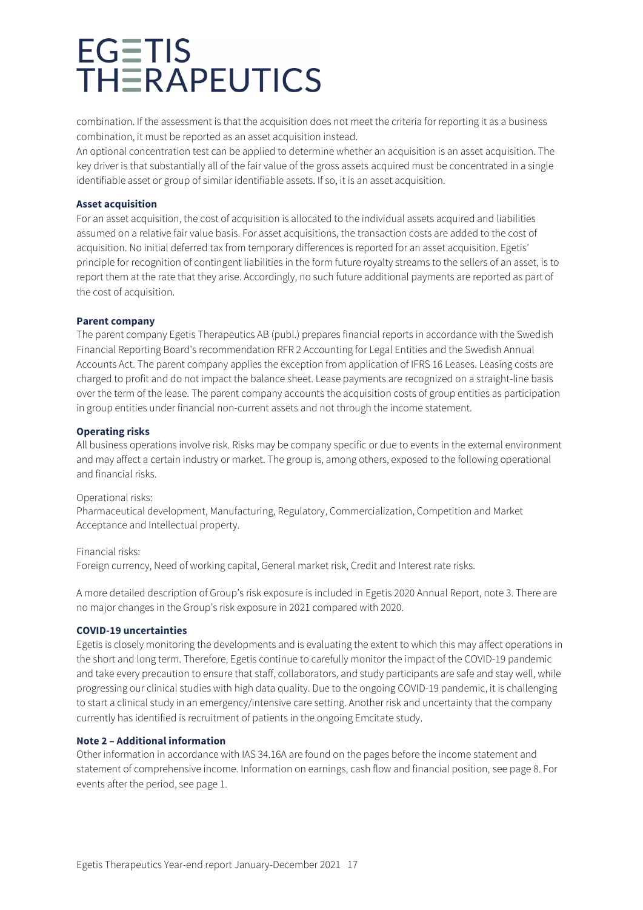combination. If the assessment is that the acquisition does not meet the criteria for reporting it as a business combination, it must be reported as an asset acquisition instead.
An optional concentration test can be applied to determine whether an acquisition is an asset acquisition. The key driver is that substantially all of the fair value of the gross assets acquired must be concentrated in a single identifiable asset or group of similar identifiable assets. If so, it is an asset acquisition.

**Asset acquisition**

For an asset acquisition, the cost of acquisition is allocated to the individual assets acquired and liabilities assumed on a relative fair value basis. For asset acquisitions, the transaction costs are added to the cost of acquisition. No initial deferred tax from temporary differences is reported for an asset acquisition. Egetis' principle for recognition of contingent liabilities in the form future royalty streams to the sellers of an asset, is to report them at the rate that they arise. Accordingly, no such future additional payments are reported as part of the cost of acquisition.

**Parent company**

The parent company Egetis Therapeutics AB (publ.) prepares financial reports in accordance with the Swedish Financial Reporting Board's recommendation RFR 2 Accounting for Legal Entities and the Swedish Annual Accounts Act. The parent company applies the exception from application of IFRS 16 Leases. Leasing costs are charged to profit and do not impact the balance sheet. Lease payments are recognized on a straight-line basis over the term of the lease. The parent company accounts the acquisition costs of group entities as participation in group entities under financial non-current assets and not through the income statement.

**Operating risks**

All business operations involve risk. Risks may be company specific or due to events in the external environment and may affect a certain industry or market. The group is, among others, exposed to the following operational and financial risks.

Operational risks:
Pharmaceutical development, Manufacturing, Regulatory, Commercialization, Competition and Market Acceptance and Intellectual property.

Financial risks:
Foreign currency, Need of working capital, General market risk, Credit and Interest rate risks.

A more detailed description of Group's risk exposure is included in Egetis 2020 Annual Report, note 3. There are no major changes in the Group's risk exposure in 2021 compared with 2020.

**COVID-19 uncertainties**

Egetis is closely monitoring the developments and is evaluating the extent to which this may affect operations in the short and long term. Therefore, Egetis continue to carefully monitor the impact of the COVID-19 pandemic and take every precaution to ensure that staff, collaborators, and study participants are safe and stay well, while progressing our clinical studies with high data quality. Due to the ongoing COVID-19 pandemic, it is challenging to start a clinical study in an emergency/intensive care setting. Another risk and uncertainty that the company currently has identified is recruitment of patients in the ongoing Emcitate study.

**Note 2 – Additional information**

Other information in accordance with IAS 34.16A are found on the pages before the income statement and statement of comprehensive income. Information on earnings, cash flow and financial position, see page 8. For events after the period, see page 1.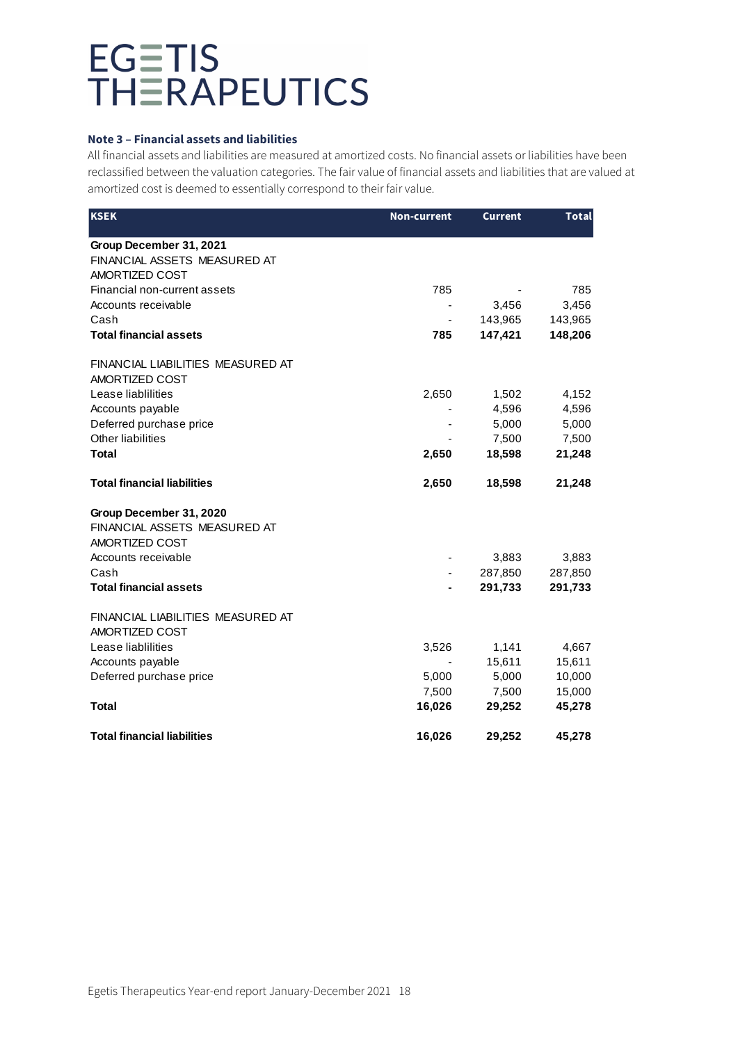EGETIS THERAPEUTICS

**Note 3 – Financial assets and liabilities**

All financial assets and liabilities are measured at amortized costs. No financial assets or liabilities have been reclassified between the valuation categories. The fair value of financial assets and liabilities that are valued at amortized cost is deemed to essentially correspond to their fair value.

| KSEK | Non-current | Current | Total |
|---|---|---|---|
| **Group December 31, 2021** | | | |
| FINANCIAL ASSETS MEASURED AT AMORTIZED COST | | | |
| Financial non-current assets | 785 | - | 785 |
| Accounts receivable | - | 3,456 | 3,456 |
| Cash | - | 143,965 | 143,965 |
| **Total financial assets** | **785** | **147,421** | **148,206** |
| | | | |
| FINANCIAL LIABILITIES MEASURED AT AMORTIZED COST | | | |
| Lease liablilities | 2,650 | 1,502 | 4,152 |
| Accounts payable | - | 4,596 | 4,596 |
| Deferred purchase price | - | 5,000 | 5,000 |
| Other liabilities | - | 7,500 | 7,500 |
| **Total** | **2,650** | **18,598** | **21,248** |
| | | | |
| **Total financial liabilities** | **2,650** | **18,598** | **21,248** |
| | | | |
| **Group December 31, 2020** | | | |
| FINANCIAL ASSETS MEASURED AT AMORTIZED COST | | | |
| Accounts receivable | - | 3,883 | 3,883 |
| Cash | - | 287,850 | 287,850 |
| **Total financial assets** | **-** | **291,733** | **291,733** |
| | | | |
| FINANCIAL LIABILITIES MEASURED AT AMORTIZED COST | | | |
| Lease liablilities | 3,526 | 1,141 | 4,667 |
| Accounts payable | - | 15,611 | 15,611 |
| Deferred purchase price | 5,000 | 5,000 | 10,000 |
| | 7,500 | 7,500 | 15,000 |
| **Total** | **16,026** | **29,252** | **45,278** |
| | | | |
| **Total financial liabilities** | **16,026** | **29,252** | **45,278** |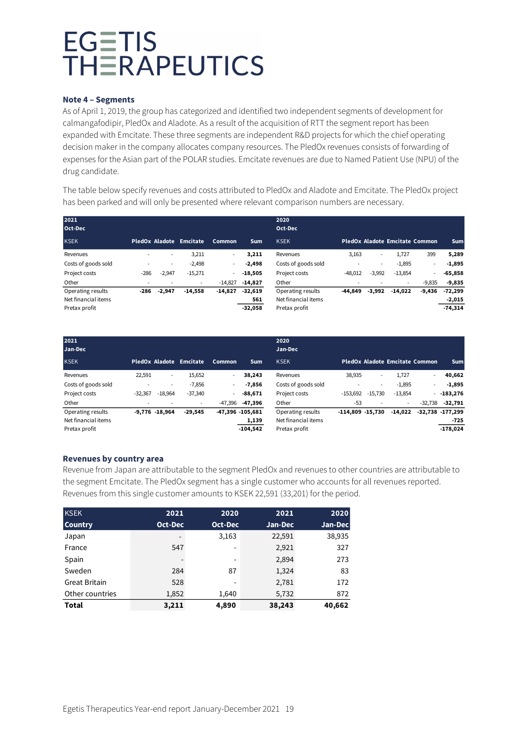# EGETIS THERAPEUTICS

### Note 4 – Segments

As of April 1, 2019, the group has categorized and identified two independent segments of development for calmangafodipir, PledOx and Aladote. As a result of the acquisition of RTT the segment report has been expanded with Emcitate. These three segments are independent R&D projects for which the chief operating decision maker in the company allocates company resources. The PledOx revenues consists of forwarding of expenses for the Asian part of the POLAR studies. Emcitate revenues are due to Named Patient Use (NPU) of the drug candidate.

The table below specify revenues and costs attributed to PledOx and Aladote and Emcitate. The PledOx project has been parked and will only be presented where relevant comparison numbers are necessary.

| 2021 Oct-Dec KSEK | PledOx | Aladote | Emcitate | Common | Sum |
|---|---|---|---|---|---|
| Revenues | - | - | 3,211 | - | **3,211** |
| Costs of goods sold | - | - | -2,498 | - | **-2,498** |
| Project costs | -286 | -2,947 | -15,271 | - | **-18,505** |
| Other | - | - | - | -14,827 | **-14,827** |
| Operating results | **-286** | **-2,947** | **-14,558** | **-14,827** | **-32,619** |
| Net financial items | | | | | **561** |
| Pretax profit | | | | | **-32,058** |

| 2020 Oct-Dec KSEK | PledOx | Aladote | Emcitate | Common | Sum |
|---|---|---|---|---|---|
| Revenues | 3,163 | - | 1,727 | 399 | **5,289** |
| Costs of goods sold | - | - | -1,895 | - | **-1,895** |
| Project costs | -48,012 | -3,992 | -13,854 | - | **-65,858** |
| Other | - | - | - | -9,835 | **-9,835** |
| Operating results | **-44,849** | **-3,992** | **-14,022** | **-9,436** | **-72,299** |
| Net financial items | | | | | **-2,015** |
| Pretax profit | | | | | **-74,314** |

| 2021 Jan-Dec KSEK | PledOx | Aladote | Emcitate | Common | Sum |
|---|---|---|---|---|---|
| Revenues | 22,591 | - | 15,652 | - | **38,243** |
| Costs of goods sold | - | - | -7,856 | - | **-7,856** |
| Project costs | -32,367 | -18,964 | -37,340 | - | **-88,671** |
| Other | - | - | - | -47,396 | **-47,396** |
| Operating results | **-9,776** | **-18,964** | **-29,545** | **-47,396** | **-105,681** |
| Net financial items | | | | | **1,139** |
| Pretax profit | | | | | **-104,542** |

| 2020 Jan-Dec KSEK | PledOx | Aladote | Emcitate | Common | Sum |
|---|---|---|---|---|---|
| Revenues | 38,935 | - | 1,727 | - | **40,662** |
| Costs of goods sold | - | - | -1,895 | - | **-1,895** |
| Project costs | -153,692 | -15,730 | -13,854 | - | **-183,276** |
| Other | -53 | - | - | -32,738 | **-32,791** |
| Operating results | **-114,809** | **-15,730** | **-14,022** | **-32,738** | **-177,299** |
| Net financial items | | | | | **-725** |
| Pretax profit | | | | | **-178,024** |

### Revenues by country area

Revenue from Japan are attributable to the segment PledOx and revenues to other countries are attributable to the segment Emcitate. The PledOx segment has a single customer who accounts for all revenues reported. Revenues from this single customer amounts to KSEK 22,591 (33,201) for the period.

| KSEK Country | 2021 Oct-Dec | 2020 Oct-Dec | 2021 Jan-Dec | 2020 Jan-Dec |
|---|---|---|---|---|
| Japan | - | 3,163 | 22,591 | 38,935 |
| France | 547 | - | 2,921 | 327 |
| Spain | - | - | 2,894 | 273 |
| Sweden | 284 | 87 | 1,324 | 83 |
| Great Britain | 528 | - | 2,781 | 172 |
| Other countries | 1,852 | 1,640 | 5,732 | 872 |
| **Total** | **3,211** | **4,890** | **38,243** | **40,662** |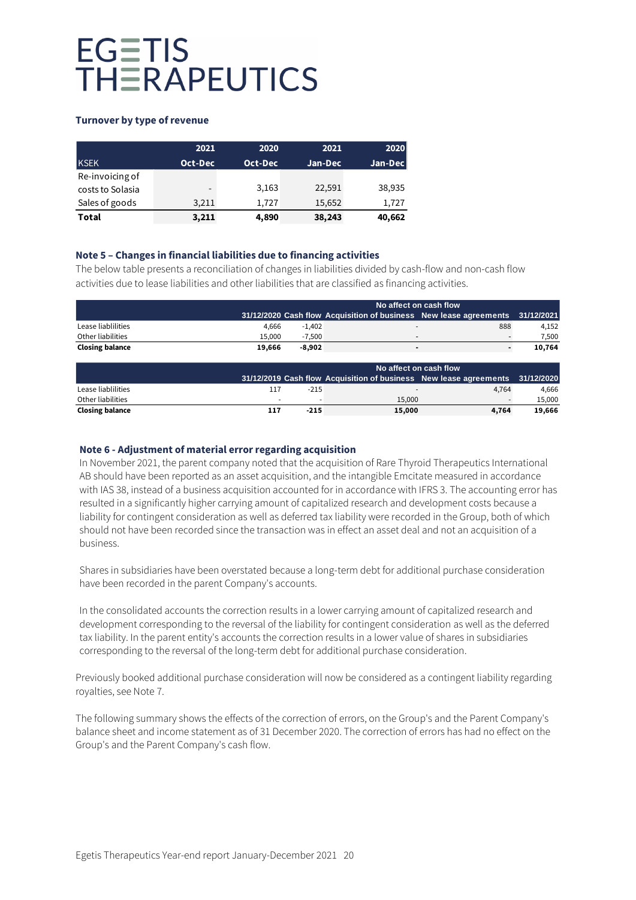**Turnover by type of revenue**

| KSEK | 2021 Oct-Dec | 2020 Oct-Dec | 2021 Jan-Dec | 2020 Jan-Dec |
|---|---|---|---|---|
| Re-invoicing of costs to Solasia | - | 3,163 | 22,591 | 38,935 |
| Sales of goods | 3,211 | 1,727 | 15,652 | 1,727 |
| **Total** | **3,211** | **4,890** | **38,243** | **40,662** |

**Note 5 – Changes in financial liabilities due to financing activities**

The below table presents a reconciliation of changes in liabilities divided by cash-flow and non-cash flow activities due to lease liabilities and other liabilities that are classified as financing activities.

| | | | No affect on cash flow | | |
|---|---|---|---|---|---|
| | 31/12/2020 | Cash flow | Acquisition of business | New lease agreements | 31/12/2021 |
| Lease liablilities | 4,666 | -1,402 | - | 888 | 4,152 |
| Other liabilities | 15,000 | -7,500 | - | - | 7,500 |
| **Closing balance** | **19,666** | **-8,902** | **-** | **-** | **10,764** |

| | | | No affect on cash flow | | |
|---|---|---|---|---|---|
| | 31/12/2019 | Cash flow | Acquisition of business | New lease agreements | 31/12/2020 |
| Lease liablilities | 117 | -215 | - | 4,764 | 4,666 |
| Other liabilities | - | - | 15,000 | - | 15,000 |
| **Closing balance** | **117** | **-215** | **15,000** | **4,764** | **19,666** |

**Note 6 - Adjustment of material error regarding acquisition**

In November 2021, the parent company noted that the acquisition of Rare Thyroid Therapeutics International AB should have been reported as an asset acquisition, and the intangible Emcitate measured in accordance with IAS 38, instead of a business acquisition accounted for in accordance with IFRS 3. The accounting error has resulted in a significantly higher carrying amount of capitalized research and development costs because a liability for contingent consideration as well as deferred tax liability were recorded in the Group, both of which should not have been recorded since the transaction was in effect an asset deal and not an acquisition of a business.

Shares in subsidiaries have been overstated because a long-term debt for additional purchase consideration have been recorded in the parent Company's accounts.

In the consolidated accounts the correction results in a lower carrying amount of capitalized research and development corresponding to the reversal of the liability for contingent consideration as well as the deferred tax liability. In the parent entity's accounts the correction results in a lower value of shares in subsidiaries corresponding to the reversal of the long-term debt for additional purchase consideration.

Previously booked additional purchase consideration will now be considered as a contingent liability regarding royalties, see Note 7.

The following summary shows the effects of the correction of errors, on the Group's and the Parent Company's balance sheet and income statement as of 31 December 2020. The correction of errors has had no effect on the Group's and the Parent Company's cash flow.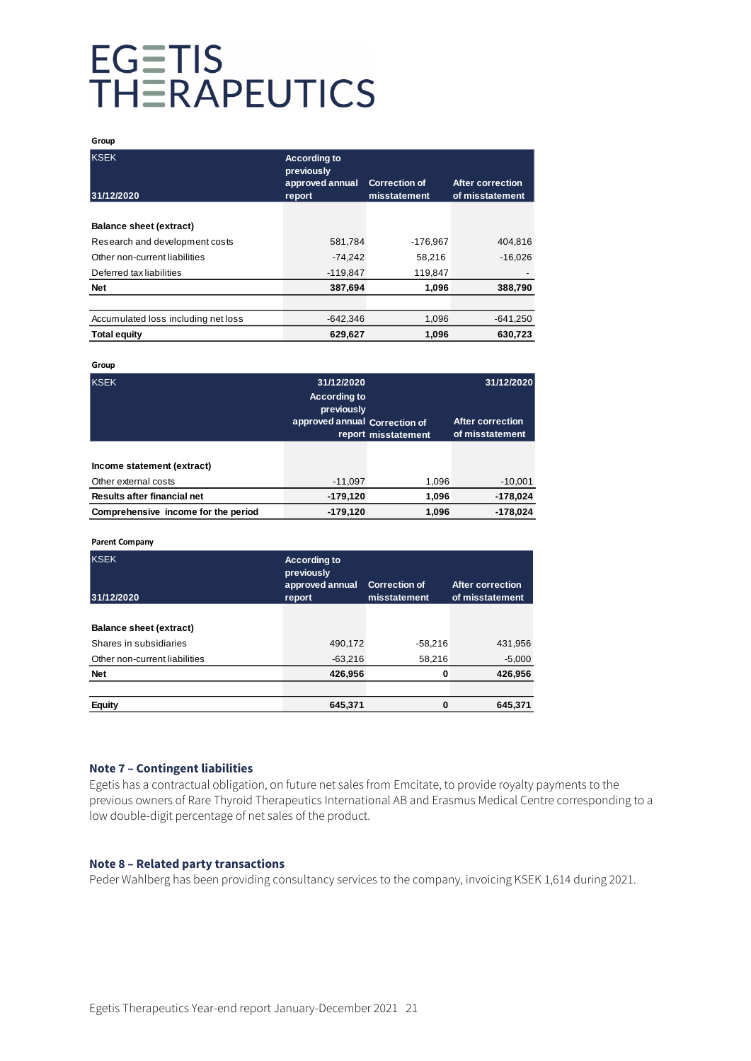**Group**

| KSEK<br>31/12/2020 | According to previously approved annual report | Correction of misstatement | After correction of misstatement |
|---|---|---|---|
| **Balance sheet (extract)** | | | |
| Research and development costs | 581,784 | -176,967 | 404,816 |
| Other non-current liabilities | -74,242 | 58,216 | -16,026 |
| Deferred tax liabilities | -119,847 | 119,847 | - |
| **Net** | **387,694** | **1,096** | **388,790** |
| | | | |
| Accumulated loss including net loss | -642,346 | 1,096 | -641,250 |
| **Total equity** | **629,627** | **1,096** | **630,723** |

**Group**

| KSEK | 31/12/2020<br>According to previously approved annual report | Correction of misstatement | 31/12/2020<br>After correction of misstatement |
|---|---|---|---|
| **Income statement (extract)** | | | |
| Other external costs | -11,097 | 1,096 | -10,001 |
| **Results after financial net** | **-179,120** | **1,096** | **-178,024** |
| **Comprehensive income for the period** | **-179,120** | **1,096** | **-178,024** |

**Parent Company**

| KSEK<br>31/12/2020 | According to previously approved annual report | Correction of misstatement | After correction of misstatement |
|---|---|---|---|
| **Balance sheet (extract)** | | | |
| Shares in subsidiaries | 490,172 | -58,216 | 431,956 |
| Other non-current liabilities | -63,216 | 58,216 | -5,000 |
| **Net** | **426,956** | **0** | **426,956** |
| | | | |
| **Equity** | **645,371** | **0** | **645,371** |

## Note 7 – Contingent liabilities

Egetis has a contractual obligation, on future net sales from Emcitate, to provide royalty payments to the previous owners of Rare Thyroid Therapeutics International AB and Erasmus Medical Centre corresponding to a low double-digit percentage of net sales of the product.

## Note 8 – Related party transactions

Peder Wahlberg has been providing consultancy services to the company, invoicing KSEK 1,614 during 2021.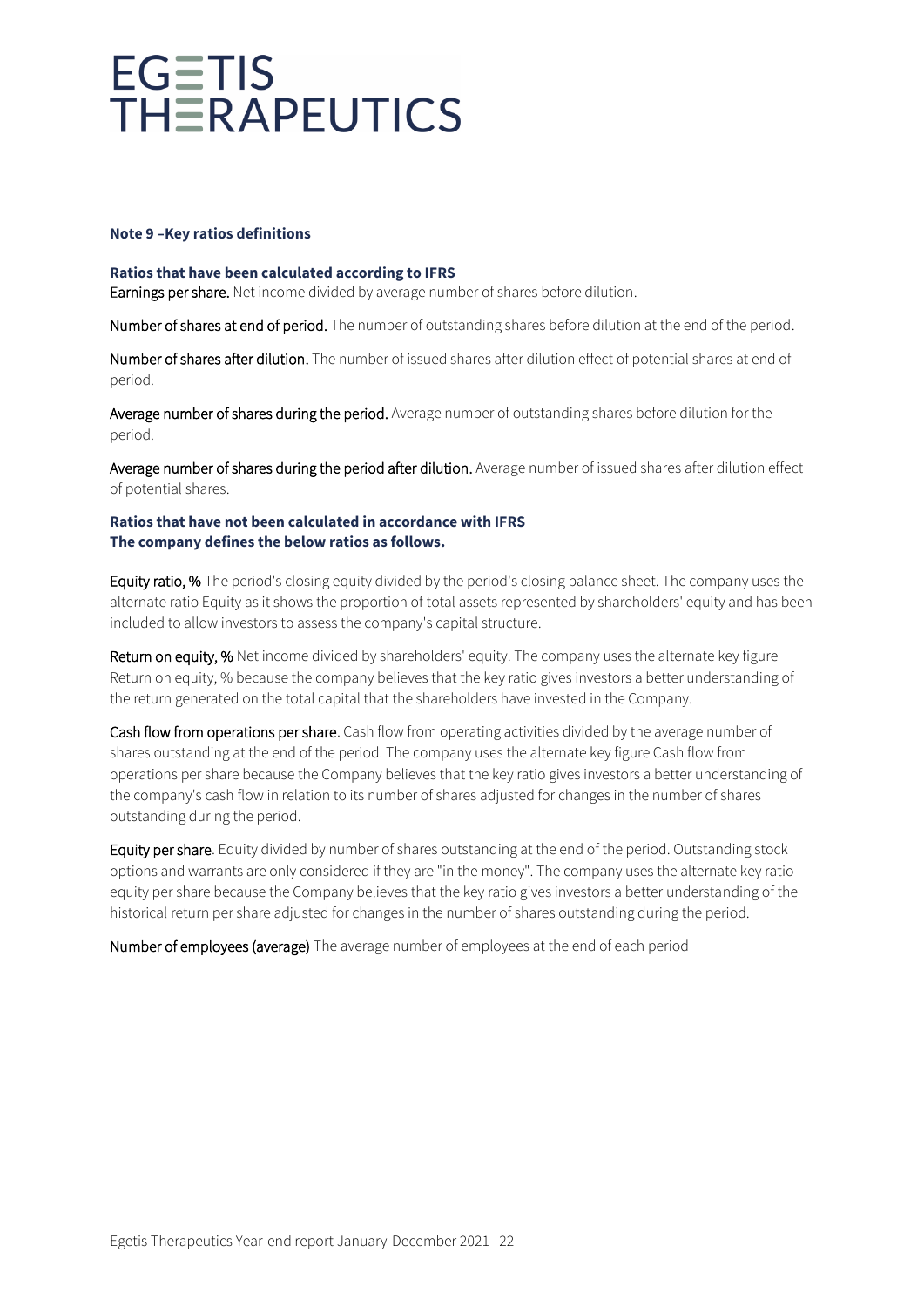**Note 9 –Key ratios definitions**

**Ratios that have been calculated according to IFRS**

Earnings per share. Net income divided by average number of shares before dilution.

Number of shares at end of period. The number of outstanding shares before dilution at the end of the period.

Number of shares after dilution. The number of issued shares after dilution effect of potential shares at end of period.

Average number of shares during the period. Average number of outstanding shares before dilution for the period.

Average number of shares during the period after dilution. Average number of issued shares after dilution effect of potential shares.

**Ratios that have not been calculated in accordance with IFRS**
**The company defines the below ratios as follows.**

Equity ratio, % The period's closing equity divided by the period's closing balance sheet. The company uses the alternate ratio Equity as it shows the proportion of total assets represented by shareholders' equity and has been included to allow investors to assess the company's capital structure.

Return on equity, % Net income divided by shareholders' equity. The company uses the alternate key figure Return on equity, % because the company believes that the key ratio gives investors a better understanding of the return generated on the total capital that the shareholders have invested in the Company.

Cash flow from operations per share. Cash flow from operating activities divided by the average number of shares outstanding at the end of the period. The company uses the alternate key figure Cash flow from operations per share because the Company believes that the key ratio gives investors a better understanding of the company's cash flow in relation to its number of shares adjusted for changes in the number of shares outstanding during the period.

Equity per share. Equity divided by number of shares outstanding at the end of the period. Outstanding stock options and warrants are only considered if they are "in the money". The company uses the alternate key ratio equity per share because the Company believes that the key ratio gives investors a better understanding of the historical return per share adjusted for changes in the number of shares outstanding during the period.

Number of employees (average) The average number of employees at the end of each period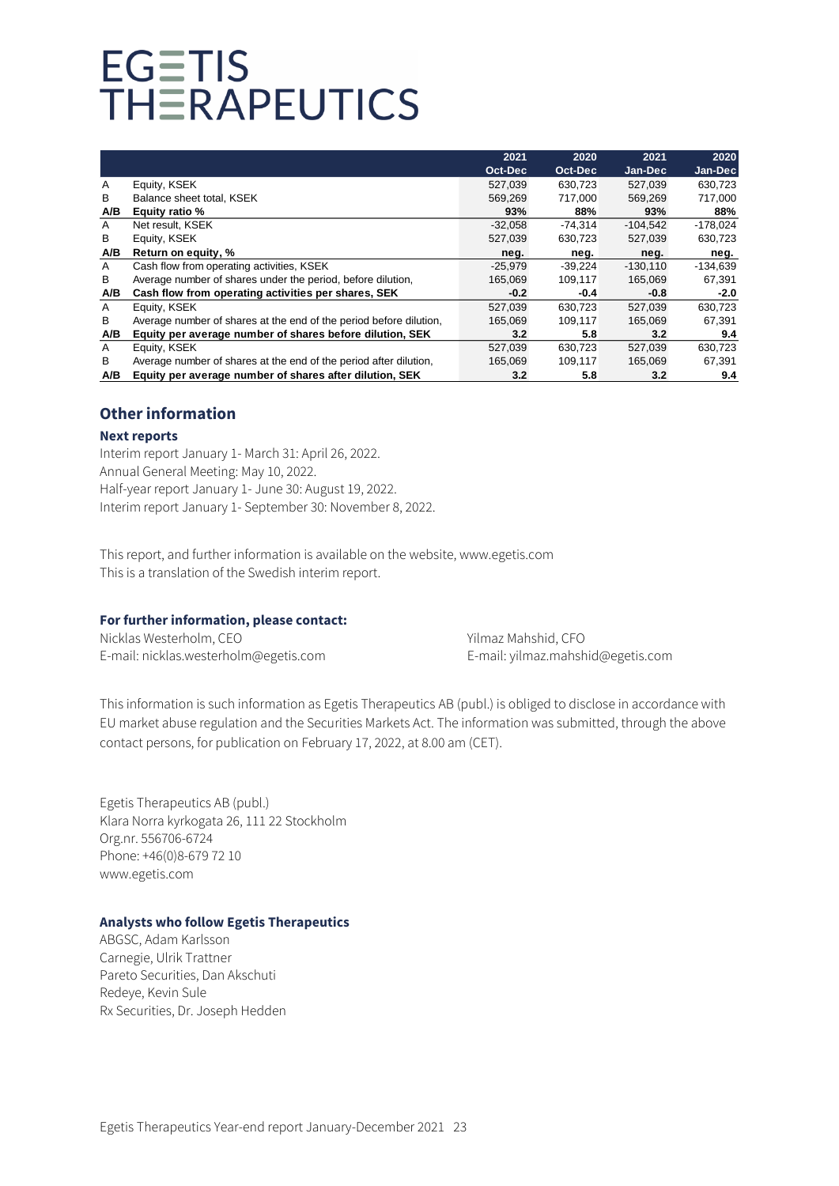# EGETIS THERAPEUTICS

| | | 2021 Oct-Dec | 2020 Oct-Dec | 2021 Jan-Dec | 2020 Jan-Dec |
|---|---|---|---|---|---|
| A | Equity, KSEK | 527,039 | 630,723 | 527,039 | 630,723 |
| B | Balance sheet total, KSEK | 569,269 | 717,000 | 569,269 | 717,000 |
| **A/B** | **Equity ratio %** | **93%** | **88%** | **93%** | **88%** |
| A | Net result, KSEK | -32,058 | -74,314 | -104,542 | -178,024 |
| B | Equity, KSEK | 527,039 | 630,723 | 527,039 | 630,723 |
| **A/B** | **Return on equity, %** | **neg.** | **neg.** | **neg.** | **neg.** |
| A | Cash flow from operating activities, KSEK | -25,979 | -39,224 | -130,110 | -134,639 |
| B | Average number of shares under the period, before dilution, | 165,069 | 109,117 | 165,069 | 67,391 |
| **A/B** | **Cash flow from operating activities per shares, SEK** | **-0.2** | **-0.4** | **-0.8** | **-2.0** |
| A | Equity, KSEK | 527,039 | 630,723 | 527,039 | 630,723 |
| B | Average number of shares at the end of the period before dilution, | 165,069 | 109,117 | 165,069 | 67,391 |
| **A/B** | **Equity per average number of shares before dilution, SEK** | **3.2** | **5.8** | **3.2** | **9.4** |
| A | Equity, KSEK | 527,039 | 630,723 | 527,039 | 630,723 |
| B | Average number of shares at the end of the period after dilution, | 165,069 | 109,117 | 165,069 | 67,391 |
| **A/B** | **Equity per average number of shares after dilution, SEK** | **3.2** | **5.8** | **3.2** | **9.4** |

## Other information

### Next reports

Interim report January 1- March 31: April 26, 2022.
Annual General Meeting: May 10, 2022.
Half-year report January 1- June 30: August 19, 2022.
Interim report January 1- September 30: November 8, 2022.

This report, and further information is available on the website, www.egetis.com
This is a translation of the Swedish interim report.

### For further information, please contact:

Nicklas Westerholm, CEO
E-mail: nicklas.westerholm@egetis.com

Yilmaz Mahshid, CFO
E-mail: yilmaz.mahshid@egetis.com

This information is such information as Egetis Therapeutics AB (publ.) is obliged to disclose in accordance with EU market abuse regulation and the Securities Markets Act. The information was submitted, through the above contact persons, for publication on February 17, 2022, at 8.00 am (CET).

Egetis Therapeutics AB (publ.)
Klara Norra kyrkogata 26, 111 22 Stockholm
Org.nr. 556706-6724
Phone: +46(0)8-679 72 10
www.egetis.com

### Analysts who follow Egetis Therapeutics

ABGSC, Adam Karlsson
Carnegie, Ulrik Trattner
Pareto Securities, Dan Akschuti
Redeye, Kevin Sule
Rx Securities, Dr. Joseph Hedden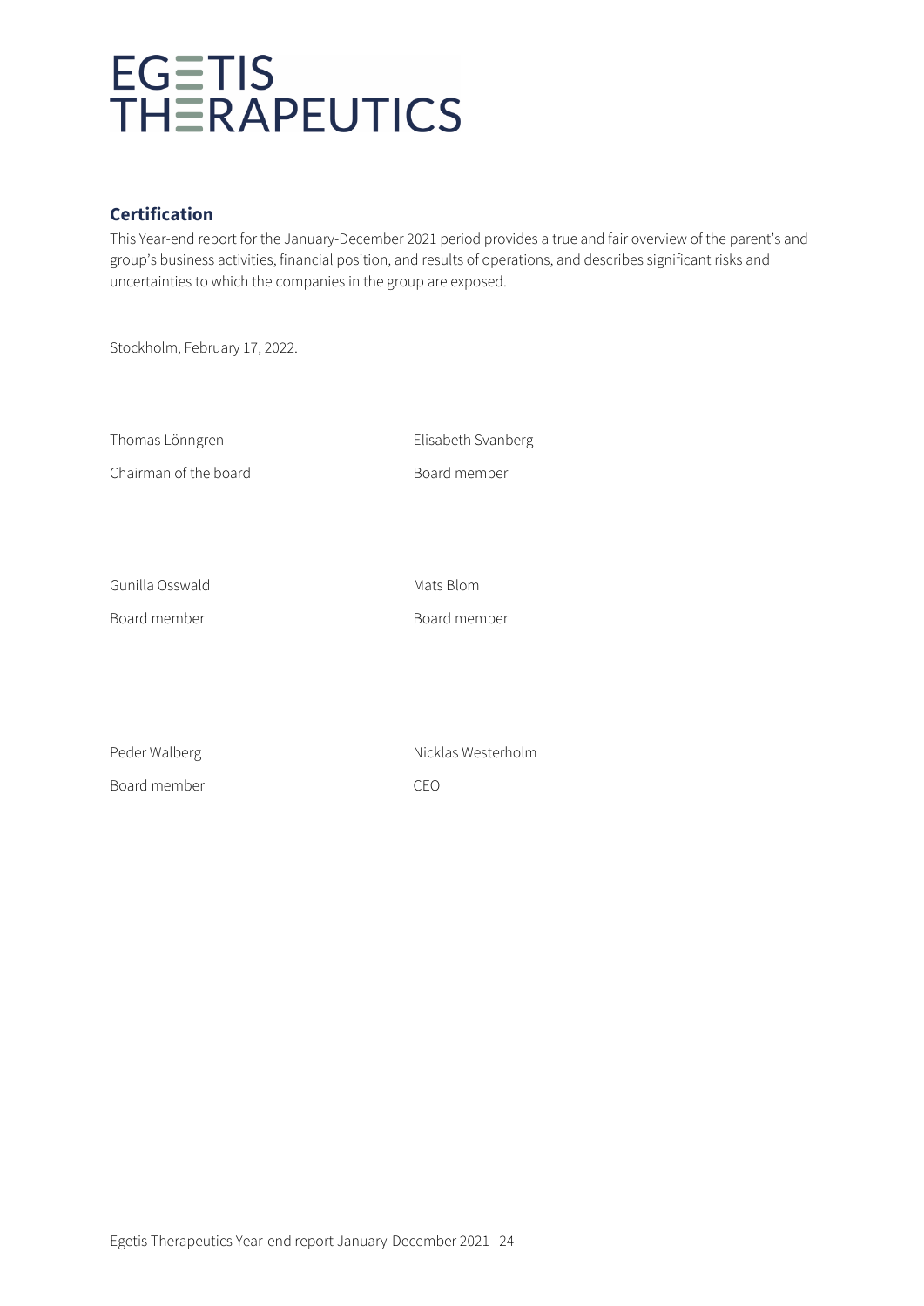## Certification

This Year-end report for the January-December 2021 period provides a true and fair overview of the parent's and group's business activities, financial position, and results of operations, and describes significant risks and uncertainties to which the companies in the group are exposed.

Stockholm, February 17, 2022.

| | |
|---|---|
| Thomas Lönngren | Elisabeth Svanberg |
| Chairman of the board | Board member |
| | |
| Gunilla Osswald | Mats Blom |
| Board member | Board member |
| | |
| Peder Walberg | Nicklas Westerholm |
| Board member | CEO |